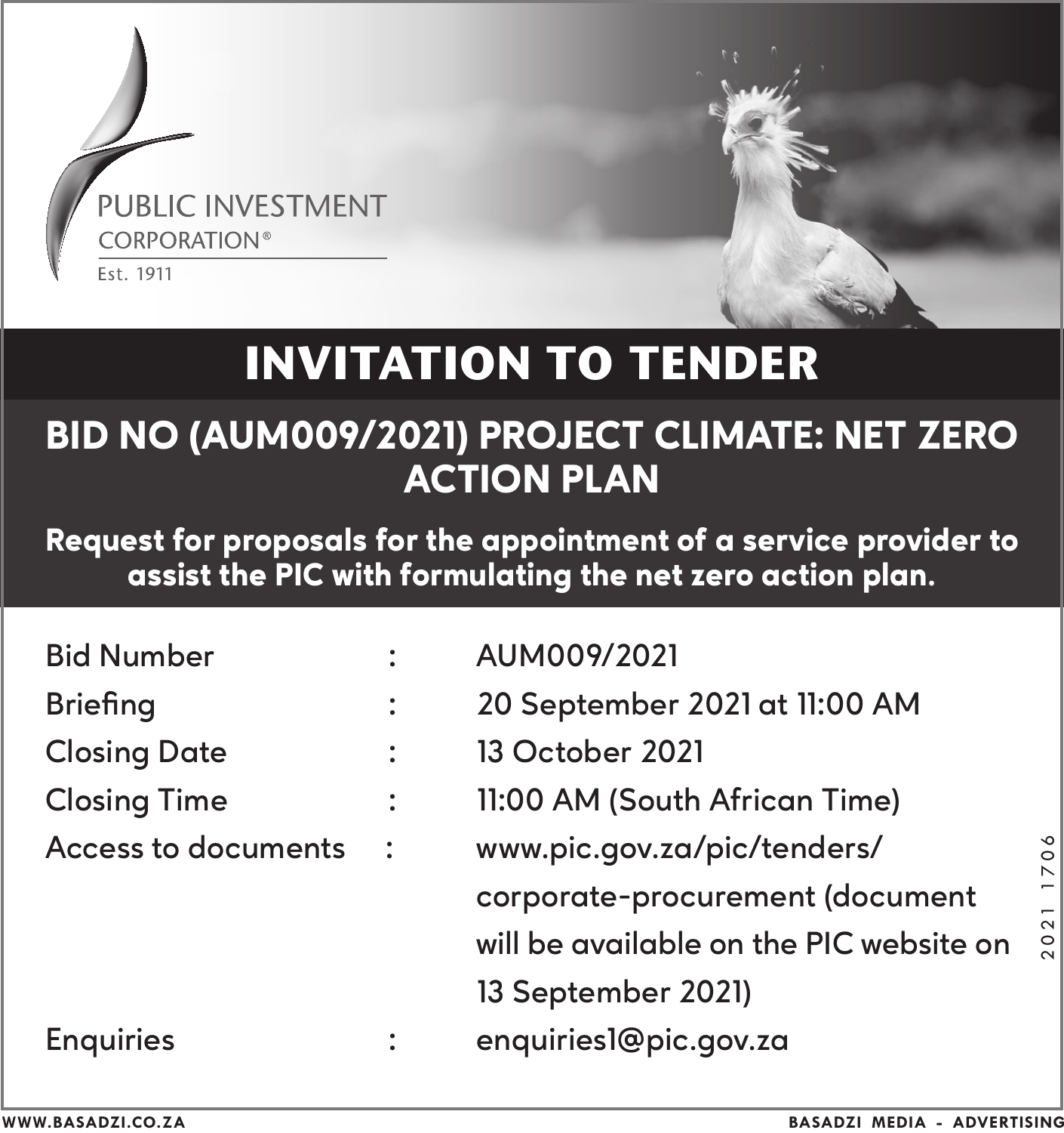PUBLIC INVESTMENT CORPORATION®

Est. 1911

# INVITATION TO TENDER

## BID NO (AUM009/2021) PROJECT CLIMATE: NET ZERO ACTION PLAN

**Request for proposals for the appointment of a service provider to assist the PIC with formulating the net zero action plan.**

| | | |
|---|---|---|
| Bid Number | : | AUM009/2021 |
| Briefing | : | 20 September 2021 at 11:00 AM |
| Closing Date | : | 13 October 2021 |
| Closing Time | : | 11:00 AM (South African Time) |
| Access to documents | : | www.pic.gov.za/pic/tenders/corporate-procurement (document will be available on the PIC website on 13 September 2021) |
| Enquiries | : | enquiries1@pic.gov.za |

2021 1706

WWW.BASADZI.CO.ZA BASADZI MEDIA - ADVERTISING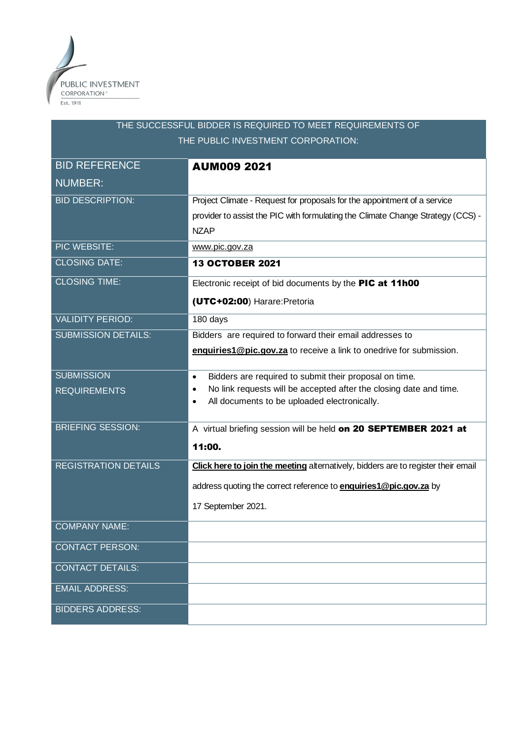PUBLIC INVESTMENT CORPORATION®
Est. 1911

| THE SUCCESSFUL BIDDER IS REQUIRED TO MEET REQUIREMENTS OF THE PUBLIC INVESTMENT CORPORATION: | |
|---|---|
| BID REFERENCE NUMBER: | **AUM009 2021** |
| BID DESCRIPTION: | Project Climate - Request for proposals for the appointment of a service provider to assist the PIC with formulating the Climate Change Strategy (CCS) - NZAP |
| PIC WEBSITE: | www.pic.gov.za |
| CLOSING DATE: | **13 OCTOBER 2021** |
| CLOSING TIME: | Electronic receipt of bid documents by the **PIC at 11h00 (UTC+02:00**) Harare:Pretoria |
| VALIDITY PERIOD: | 180 days |
| SUBMISSION DETAILS: | Bidders are required to forward their email addresses to **enquiries1@pic.gov.za** to receive a link to onedrive for submission. |
| SUBMISSION REQUIREMENTS | • Bidders are required to submit their proposal on time.<br>• No link requests will be accepted after the closing date and time.<br>• All documents to be uploaded electronically. |
| BRIEFING SESSION: | A virtual briefing session will be held **on 20 SEPTEMBER 2021 at 11:00.** |
| REGISTRATION DETAILS | **Click here to join the meeting** alternatively, bidders are to register their email address quoting the correct reference to **enquiries1@pic.gov.za** by 17 September 2021. |
| COMPANY NAME: | |
| CONTACT PERSON: | |
| CONTACT DETAILS: | |
| EMAIL ADDRESS: | |
| BIDDERS ADDRESS: | |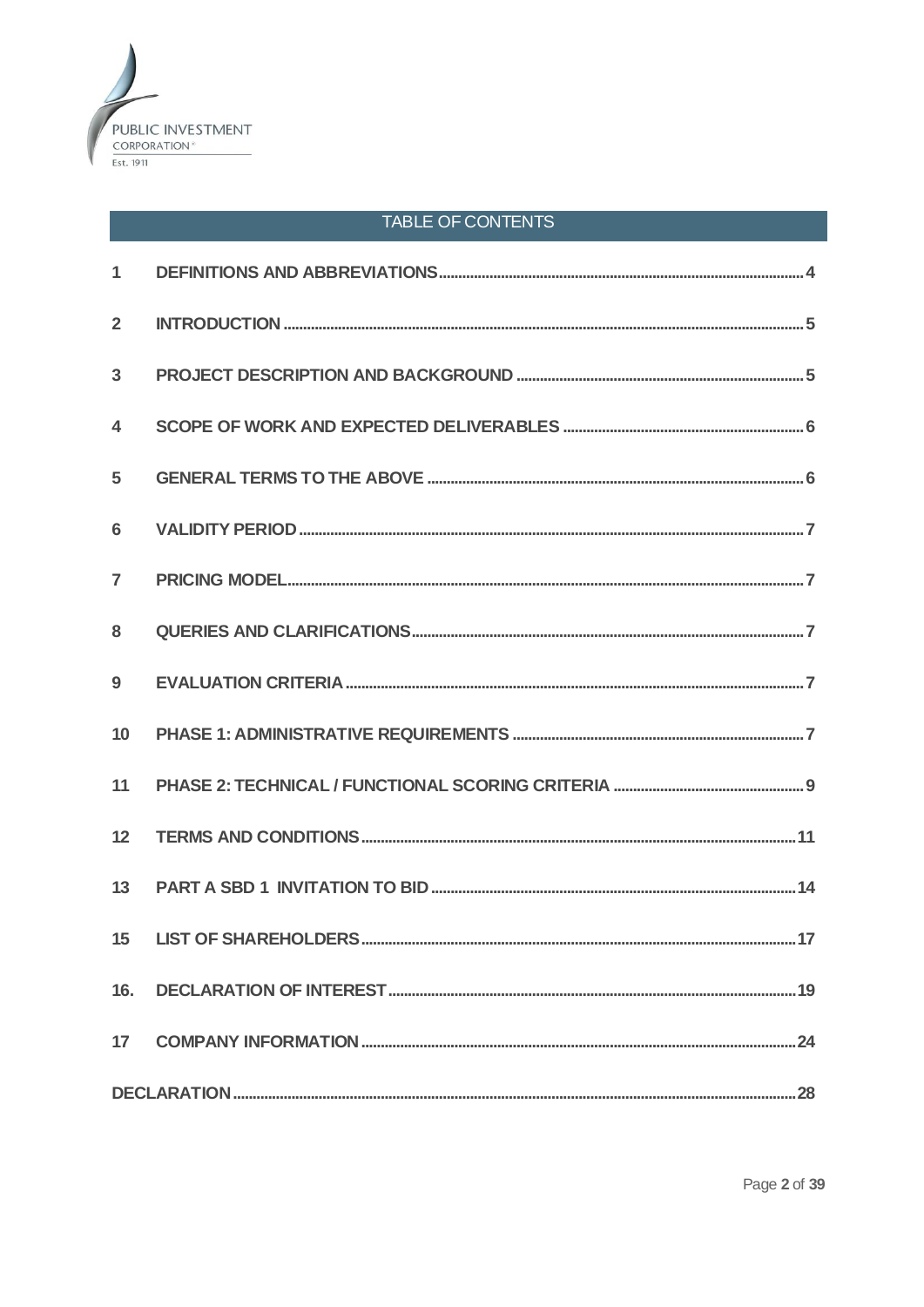# TABLE OF CONTENTS

| | | |
|---|---|---|
| 1 | DEFINITIONS AND ABBREVIATIONS | 4 |
| 2 | INTRODUCTION | 5 |
| 3 | PROJECT DESCRIPTION AND BACKGROUND | 5 |
| 4 | SCOPE OF WORK AND EXPECTED DELIVERABLES | 6 |
| 5 | GENERAL TERMS TO THE ABOVE | 6 |
| 6 | VALIDITY PERIOD | 7 |
| 7 | PRICING MODEL | 7 |
| 8 | QUERIES AND CLARIFICATIONS | 7 |
| 9 | EVALUATION CRITERIA | 7 |
| 10 | PHASE 1: ADMINISTRATIVE REQUIREMENTS | 7 |
| 11 | PHASE 2: TECHNICAL / FUNCTIONAL SCORING CRITERIA | 9 |
| 12 | TERMS AND CONDITIONS | 11 |
| 13 | PART A SBD 1 INVITATION TO BID | 14 |
| 15 | LIST OF SHAREHOLDERS | 17 |
| 16. | DECLARATION OF INTEREST | 19 |
| 17 | COMPANY INFORMATION | 24 |
| | DECLARATION | 28 |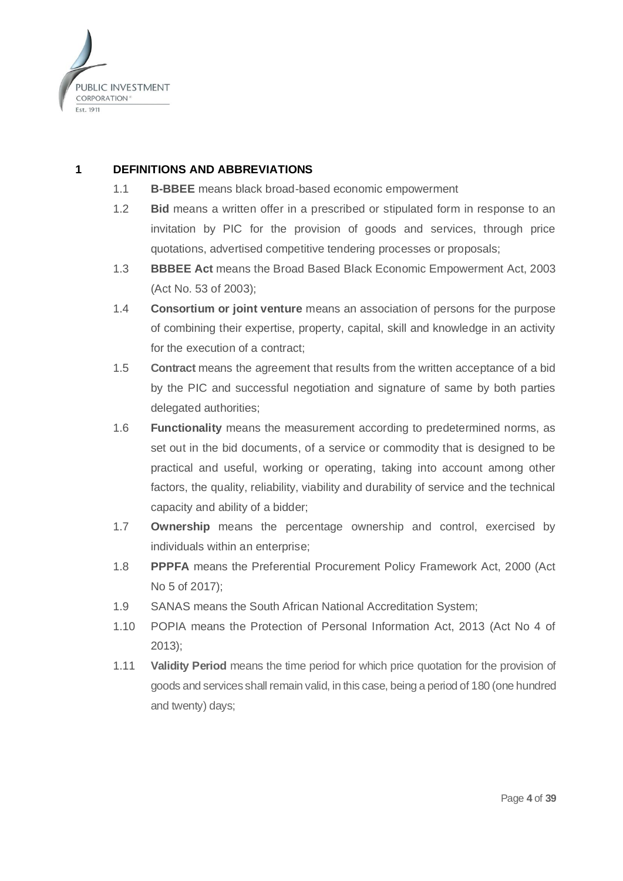## 1 DEFINITIONS AND ABBREVIATIONS

1.1 **B-BBEE** means black broad-based economic empowerment

1.2 **Bid** means a written offer in a prescribed or stipulated form in response to an invitation by PIC for the provision of goods and services, through price quotations, advertised competitive tendering processes or proposals;

1.3 **BBBEE Act** means the Broad Based Black Economic Empowerment Act, 2003 (Act No. 53 of 2003);

1.4 **Consortium or joint venture** means an association of persons for the purpose of combining their expertise, property, capital, skill and knowledge in an activity for the execution of a contract;

1.5 **Contract** means the agreement that results from the written acceptance of a bid by the PIC and successful negotiation and signature of same by both parties delegated authorities;

1.6 **Functionality** means the measurement according to predetermined norms, as set out in the bid documents, of a service or commodity that is designed to be practical and useful, working or operating, taking into account among other factors, the quality, reliability, viability and durability of service and the technical capacity and ability of a bidder;

1.7 **Ownership** means the percentage ownership and control, exercised by individuals within an enterprise;

1.8 **PPPFA** means the Preferential Procurement Policy Framework Act, 2000 (Act No 5 of 2017);

1.9 SANAS means the South African National Accreditation System;

1.10 POPIA means the Protection of Personal Information Act, 2013 (Act No 4 of 2013);

1.11 **Validity Period** means the time period for which price quotation for the provision of goods and services shall remain valid, in this case, being a period of 180 (one hundred and twenty) days;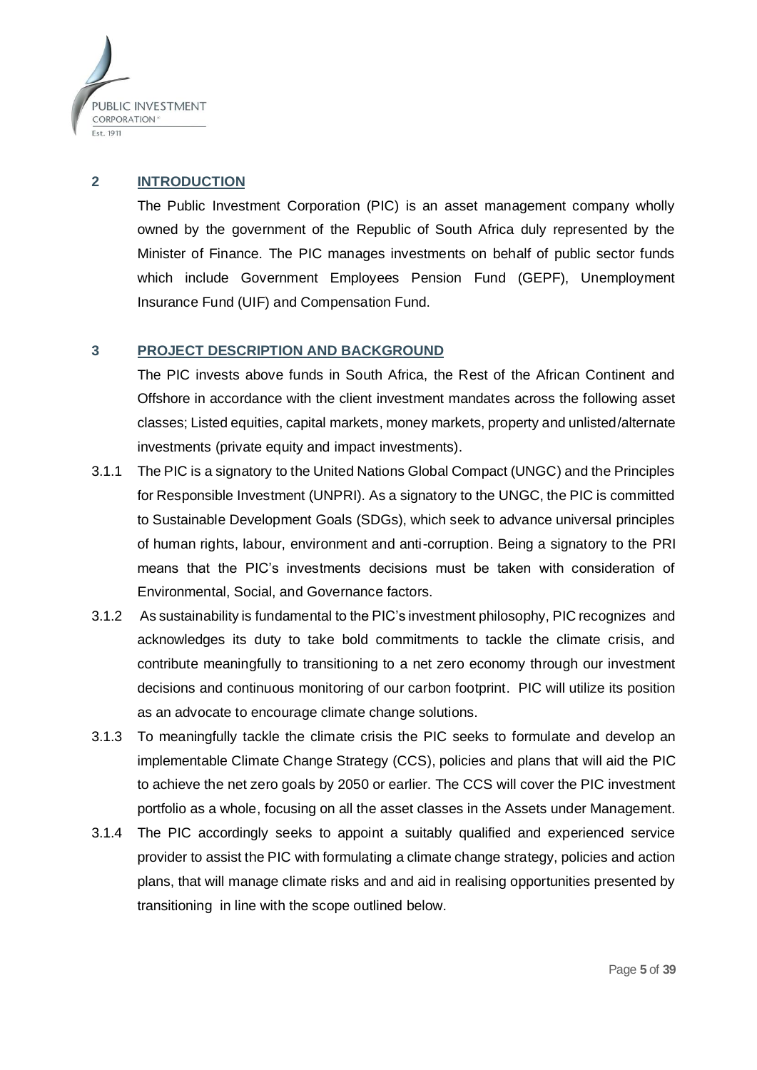## 2 INTRODUCTION

The Public Investment Corporation (PIC) is an asset management company wholly owned by the government of the Republic of South Africa duly represented by the Minister of Finance. The PIC manages investments on behalf of public sector funds which include Government Employees Pension Fund (GEPF), Unemployment Insurance Fund (UIF) and Compensation Fund.

## 3 PROJECT DESCRIPTION AND BACKGROUND

The PIC invests above funds in South Africa, the Rest of the African Continent and Offshore in accordance with the client investment mandates across the following asset classes; Listed equities, capital markets, money markets, property and unlisted/alternate investments (private equity and impact investments).

3.1.1 The PIC is a signatory to the United Nations Global Compact (UNGC) and the Principles for Responsible Investment (UNPRI). As a signatory to the UNGC, the PIC is committed to Sustainable Development Goals (SDGs), which seek to advance universal principles of human rights, labour, environment and anti-corruption. Being a signatory to the PRI means that the PIC's investments decisions must be taken with consideration of Environmental, Social, and Governance factors.

3.1.2 As sustainability is fundamental to the PIC's investment philosophy, PIC recognizes and acknowledges its duty to take bold commitments to tackle the climate crisis, and contribute meaningfully to transitioning to a net zero economy through our investment decisions and continuous monitoring of our carbon footprint. PIC will utilize its position as an advocate to encourage climate change solutions.

3.1.3 To meaningfully tackle the climate crisis the PIC seeks to formulate and develop an implementable Climate Change Strategy (CCS), policies and plans that will aid the PIC to achieve the net zero goals by 2050 or earlier. The CCS will cover the PIC investment portfolio as a whole, focusing on all the asset classes in the Assets under Management.

3.1.4 The PIC accordingly seeks to appoint a suitably qualified and experienced service provider to assist the PIC with formulating a climate change strategy, policies and action plans, that will manage climate risks and and aid in realising opportunities presented by transitioning in line with the scope outlined below.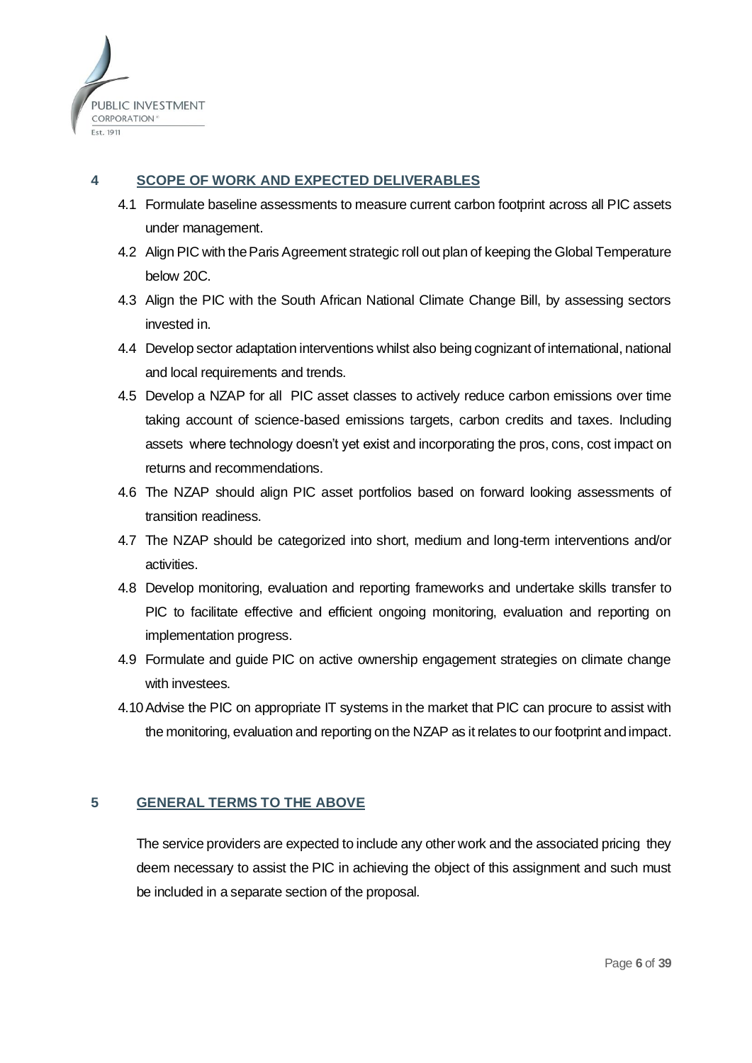## 4 SCOPE OF WORK AND EXPECTED DELIVERABLES

4.1 Formulate baseline assessments to measure current carbon footprint across all PIC assets under management.

4.2 Align PIC with the Paris Agreement strategic roll out plan of keeping the Global Temperature below 20C.

4.3 Align the PIC with the South African National Climate Change Bill, by assessing sectors invested in.

4.4 Develop sector adaptation interventions whilst also being cognizant of international, national and local requirements and trends.

4.5 Develop a NZAP for all PIC asset classes to actively reduce carbon emissions over time taking account of science-based emissions targets, carbon credits and taxes. Including assets where technology doesn't yet exist and incorporating the pros, cons, cost impact on returns and recommendations.

4.6 The NZAP should align PIC asset portfolios based on forward looking assessments of transition readiness.

4.7 The NZAP should be categorized into short, medium and long-term interventions and/or activities.

4.8 Develop monitoring, evaluation and reporting frameworks and undertake skills transfer to PIC to facilitate effective and efficient ongoing monitoring, evaluation and reporting on implementation progress.

4.9 Formulate and guide PIC on active ownership engagement strategies on climate change with investees.

4.10 Advise the PIC on appropriate IT systems in the market that PIC can procure to assist with the monitoring, evaluation and reporting on the NZAP as it relates to our footprint and impact.

## 5 GENERAL TERMS TO THE ABOVE

The service providers are expected to include any other work and the associated pricing they deem necessary to assist the PIC in achieving the object of this assignment and such must be included in a separate section of the proposal.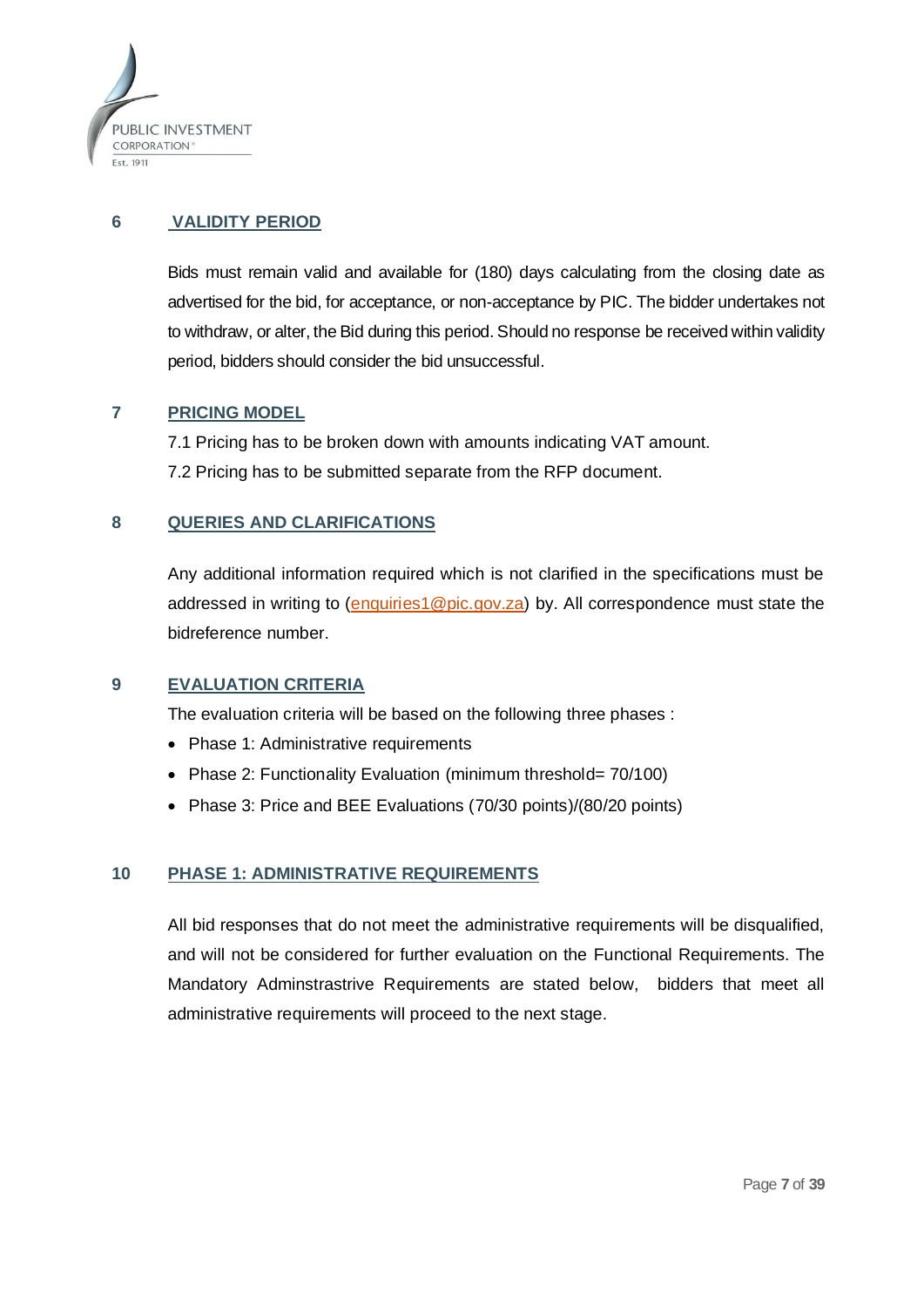## 6 VALIDITY PERIOD

Bids must remain valid and available for (180) days calculating from the closing date as advertised for the bid, for acceptance, or non-acceptance by PIC. The bidder undertakes not to withdraw, or alter, the Bid during this period. Should no response be received within validity period, bidders should consider the bid unsuccessful.

## 7 PRICING MODEL

7.1 Pricing has to be broken down with amounts indicating VAT amount.

7.2 Pricing has to be submitted separate from the RFP document.

## 8 QUERIES AND CLARIFICATIONS

Any additional information required which is not clarified in the specifications must be addressed in writing to (enquiries1@pic.gov.za) by. All correspondence must state the bidreference number.

## 9 EVALUATION CRITERIA

The evaluation criteria will be based on the following three phases :

- Phase 1: Administrative requirements
- Phase 2: Functionality Evaluation (minimum threshold= 70/100)
- Phase 3: Price and BEE Evaluations (70/30 points)/(80/20 points)

## 10 PHASE 1: ADMINISTRATIVE REQUIREMENTS

All bid responses that do not meet the administrative requirements will be disqualified, and will not be considered for further evaluation on the Functional Requirements. The Mandatory Adminstrastrive Requirements are stated below, bidders that meet all administrative requirements will proceed to the next stage.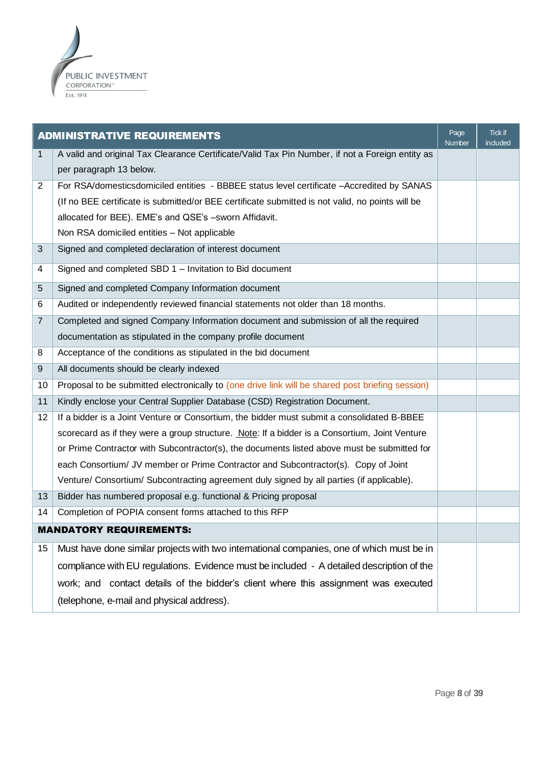| | ADMINISTRATIVE REQUIREMENTS | Page Number | Tick if included |
|---|---|---|---|
| 1 | A valid and original Tax Clearance Certificate/Valid Tax Pin Number, if not a Foreign entity as per paragraph 13 below. | | |
| 2 | For RSA/domesticsdomiciled entities - BBBEE status level certificate –Accredited by SANAS (If no BEE certificate is submitted/or BEE certificate submitted is not valid, no points will be allocated for BEE). EME's and QSE's –sworn Affidavit. Non RSA domiciled entities – Not applicable | | |
| 3 | Signed and completed declaration of interest document | | |
| 4 | Signed and completed SBD 1 – Invitation to Bid document | | |
| 5 | Signed and completed Company Information document | | |
| 6 | Audited or independently reviewed financial statements not older than 18 months. | | |
| 7 | Completed and signed Company Information document and submission of all the required documentation as stipulated in the company profile document | | |
| 8 | Acceptance of the conditions as stipulated in the bid document | | |
| 9 | All documents should be clearly indexed | | |
| 10 | Proposal to be submitted electronically to (one drive link will be shared post briefing session) | | |
| 11 | Kindly enclose your Central Supplier Database (CSD) Registration Document. | | |
| 12 | If a bidder is a Joint Venture or Consortium, the bidder must submit a consolidated B-BBEE scorecard as if they were a group structure. Note: If a bidder is a Consortium, Joint Venture or Prime Contractor with Subcontractor(s), the documents listed above must be submitted for each Consortium/ JV member or Prime Contractor and Subcontractor(s). Copy of Joint Venture/ Consortium/ Subcontracting agreement duly signed by all parties (if applicable). | | |
| 13 | Bidder has numbered proposal e.g. functional & Pricing proposal | | |
| 14 | Completion of POPIA consent forms attached to this RFP | | |
| | **MANDATORY REQUIREMENTS:** | | |
| 15 | Must have done similar projects with two international companies, one of which must be in compliance with EU regulations. Evidence must be included - A detailed description of the work; and contact details of the bidder's client where this assignment was executed (telephone, e-mail and physical address). | | |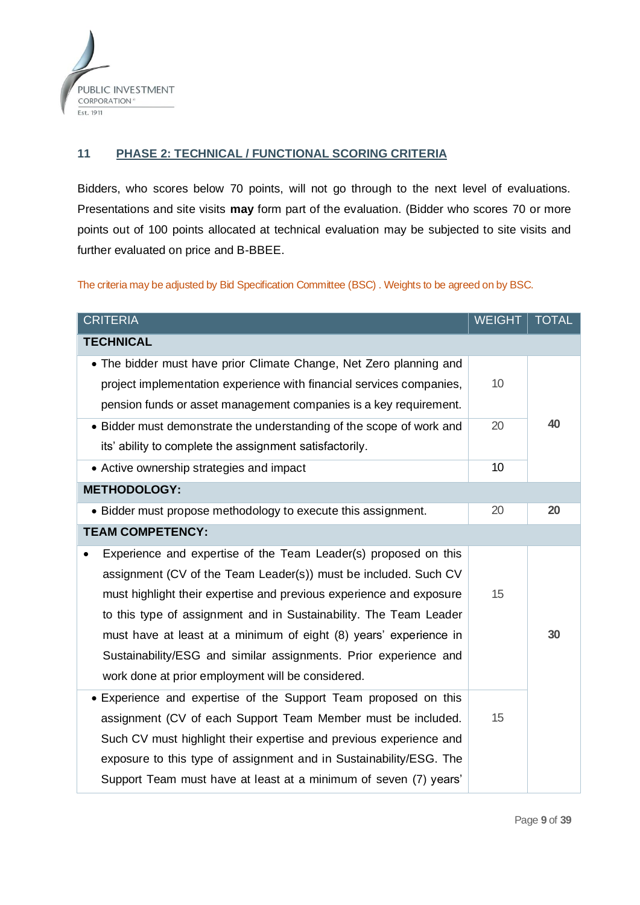## 11 PHASE 2: TECHNICAL / FUNCTIONAL SCORING CRITERIA

Bidders, who scores below 70 points, will not go through to the next level of evaluations. Presentations and site visits **may** form part of the evaluation. (Bidder who scores 70 or more points out of 100 points allocated at technical evaluation may be subjected to site visits and further evaluated on price and B-BBEE.

The criteria may be adjusted by Bid Specification Committee (BSC) . Weights to be agreed on by BSC.

| CRITERIA | WEIGHT | TOTAL |
|---|---|---|
| **TECHNICAL** | | |
| • The bidder must have prior Climate Change, Net Zero planning and project implementation experience with financial services companies, pension funds or asset management companies is a key requirement. | 10 | **40** |
| • Bidder must demonstrate the understanding of the scope of work and its' ability to complete the assignment satisfactorily. | 20 | |
| • Active ownership strategies and impact | 10 | |
| **METHODOLOGY:** | | |
| • Bidder must propose methodology to execute this assignment. | 20 | **20** |
| **TEAM COMPETENCY:** | | |
| • Experience and expertise of the Team Leader(s) proposed on this assignment (CV of the Team Leader(s)) must be included. Such CV must highlight their expertise and previous experience and exposure to this type of assignment and in Sustainability. The Team Leader must have at least at a minimum of eight (8) years' experience in Sustainability/ESG and similar assignments. Prior experience and work done at prior employment will be considered. | 15 | **30** |
| • Experience and expertise of the Support Team proposed on this assignment (CV of each Support Team Member must be included. Such CV must highlight their expertise and previous experience and exposure to this type of assignment and in Sustainability/ESG. The Support Team must have at least at a minimum of seven (7) years' | 15 | |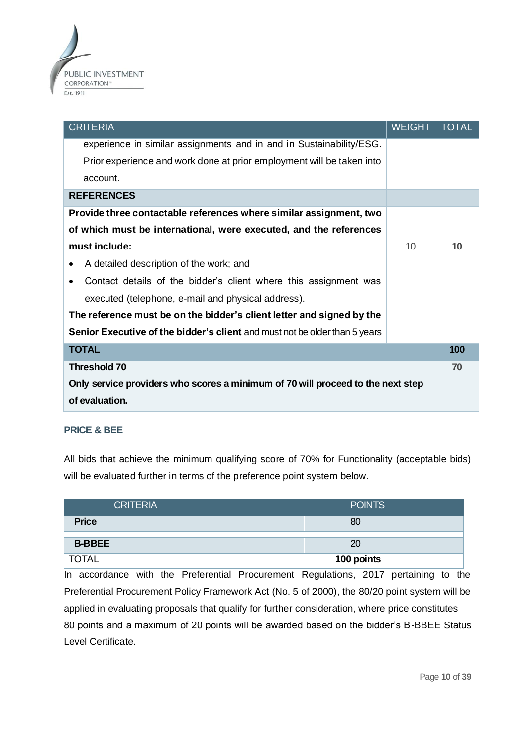| CRITERIA | WEIGHT | TOTAL |
|---|---|---|
| experience in similar assignments and in and in Sustainability/ESG. Prior experience and work done at prior employment will be taken into account. | | |
| **REFERENCES** | | |
| **Provide three contactable references where similar assignment, two of which must be international, were executed, and the references must include:**<br>• A detailed description of the work; and<br>• Contact details of the bidder's client where this assignment was executed (telephone, e-mail and physical address).<br>**The reference must be on the bidder's client letter and signed by the Senior Executive of the bidder's client** and must not be older than 5 years | 10 | **10** |
| **TOTAL** | | **100** |
| **Threshold 70**<br>**Only service providers who scores a minimum of 70 will proceed to the next step of evaluation.** | | **70** |

**PRICE & BEE**

All bids that achieve the minimum qualifying score of 70% for Functionality (acceptable bids) will be evaluated further in terms of the preference point system below.

| CRITERIA | POINTS |
|---|---|
| **Price** | 80 |
| **B-BBEE** | 20 |
| TOTAL | **100 points** |

In accordance with the Preferential Procurement Regulations, 2017 pertaining to the Preferential Procurement Policy Framework Act (No. 5 of 2000), the 80/20 point system will be applied in evaluating proposals that qualify for further consideration, where price constitutes 80 points and a maximum of 20 points will be awarded based on the bidder's B-BBEE Status Level Certificate.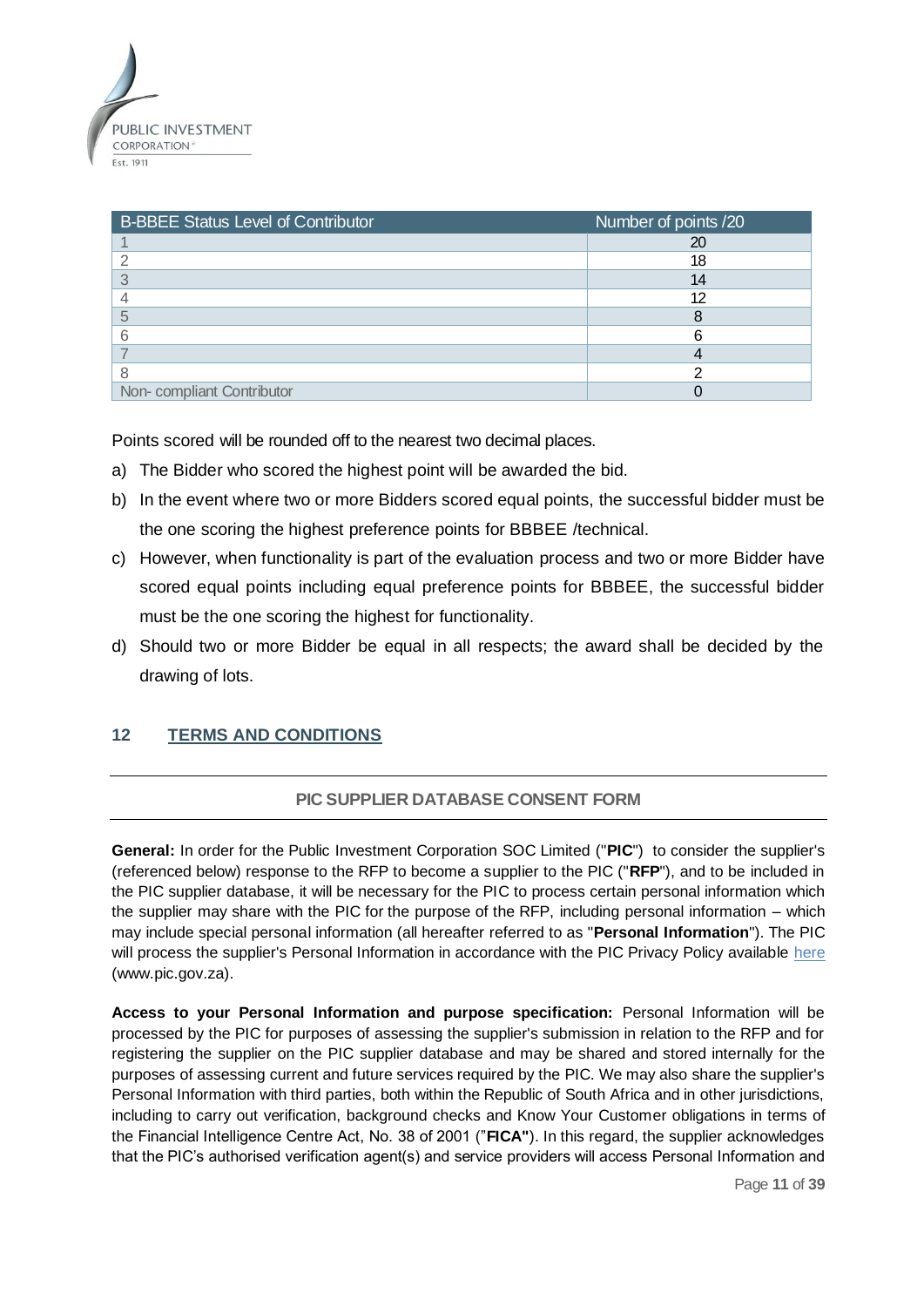| B-BBEE Status Level of Contributor | Number of points /20 |
|---|---|
| 1 | 20 |
| 2 | 18 |
| 3 | 14 |
| 4 | 12 |
| 5 | 8 |
| 6 | 6 |
| 7 | 4 |
| 8 | 2 |
| Non- compliant Contributor | 0 |

Points scored will be rounded off to the nearest two decimal places.

a) The Bidder who scored the highest point will be awarded the bid.

b) In the event where two or more Bidders scored equal points, the successful bidder must be the one scoring the highest preference points for BBBEE /technical.

c) However, when functionality is part of the evaluation process and two or more Bidder have scored equal points including equal preference points for BBBEE, the successful bidder must be the one scoring the highest for functionality.

d) Should two or more Bidder be equal in all respects; the award shall be decided by the drawing of lots.

## 12 TERMS AND CONDITIONS

### PIC SUPPLIER DATABASE CONSENT FORM

**General:** In order for the Public Investment Corporation SOC Limited ("**PIC**") to consider the supplier's (referenced below) response to the RFP to become a supplier to the PIC ("**RFP**"), and to be included in the PIC supplier database, it will be necessary for the PIC to process certain personal information which the supplier may share with the PIC for the purpose of the RFP, including personal information – which may include special personal information (all hereafter referred to as "**Personal Information**"). The PIC will process the supplier's Personal Information in accordance with the PIC Privacy Policy available here (www.pic.gov.za).

**Access to your Personal Information and purpose specification:** Personal Information will be processed by the PIC for purposes of assessing the supplier's submission in relation to the RFP and for registering the supplier on the PIC supplier database and may be shared and stored internally for the purposes of assessing current and future services required by the PIC. We may also share the supplier's Personal Information with third parties, both within the Republic of South Africa and in other jurisdictions, including to carry out verification, background checks and Know Your Customer obligations in terms of the Financial Intelligence Centre Act, No. 38 of 2001 ("**FICA"**). In this regard, the supplier acknowledges that the PIC's authorised verification agent(s) and service providers will access Personal Information and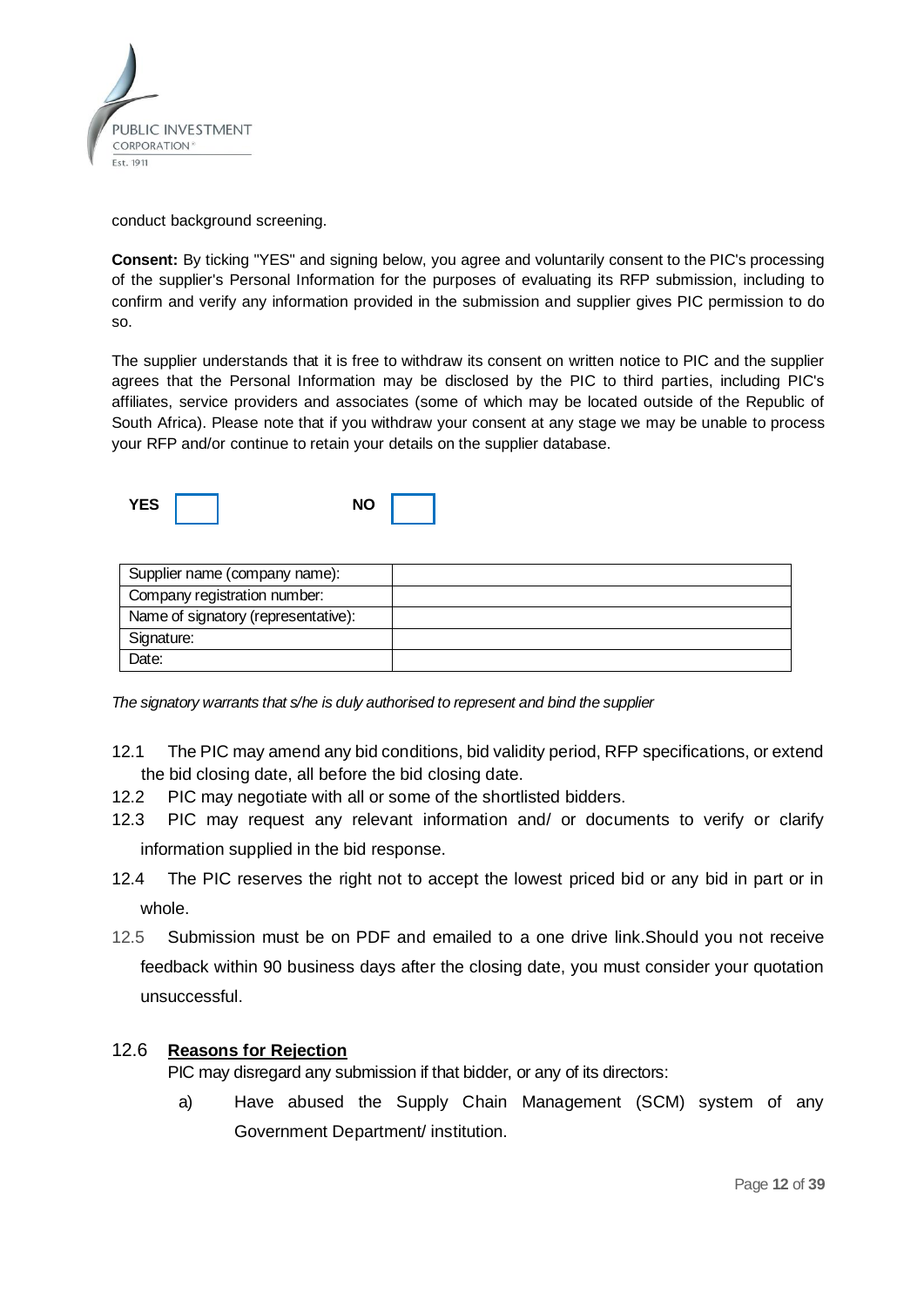conduct background screening.

**Consent:** By ticking "YES" and signing below, you agree and voluntarily consent to the PIC's processing of the supplier's Personal Information for the purposes of evaluating its RFP submission, including to confirm and verify any information provided in the submission and supplier gives PIC permission to do so.

The supplier understands that it is free to withdraw its consent on written notice to PIC and the supplier agrees that the Personal Information may be disclosed by the PIC to third parties, including PIC's affiliates, service providers and associates (some of which may be located outside of the Republic of South Africa). Please note that if you withdraw your consent at any stage we may be unable to process your RFP and/or continue to retain your details on the supplier database.

**YES** ☐ **NO** ☐

| | |
|---|---|
| Supplier name (company name): | |
| Company registration number: | |
| Name of signatory (representative): | |
| Signature: | |
| Date: | |

*The signatory warrants that s/he is duly authorised to represent and bind the supplier*

12.1 The PIC may amend any bid conditions, bid validity period, RFP specifications, or extend the bid closing date, all before the bid closing date.

12.2 PIC may negotiate with all or some of the shortlisted bidders.

12.3 PIC may request any relevant information and/ or documents to verify or clarify information supplied in the bid response.

12.4 The PIC reserves the right not to accept the lowest priced bid or any bid in part or in whole.

12.5 Submission must be on PDF and emailed to a one drive link.Should you not receive feedback within 90 business days after the closing date, you must consider your quotation unsuccessful.

12.6 **Reasons for Rejection**

PIC may disregard any submission if that bidder, or any of its directors:

a) Have abused the Supply Chain Management (SCM) system of any Government Department/ institution.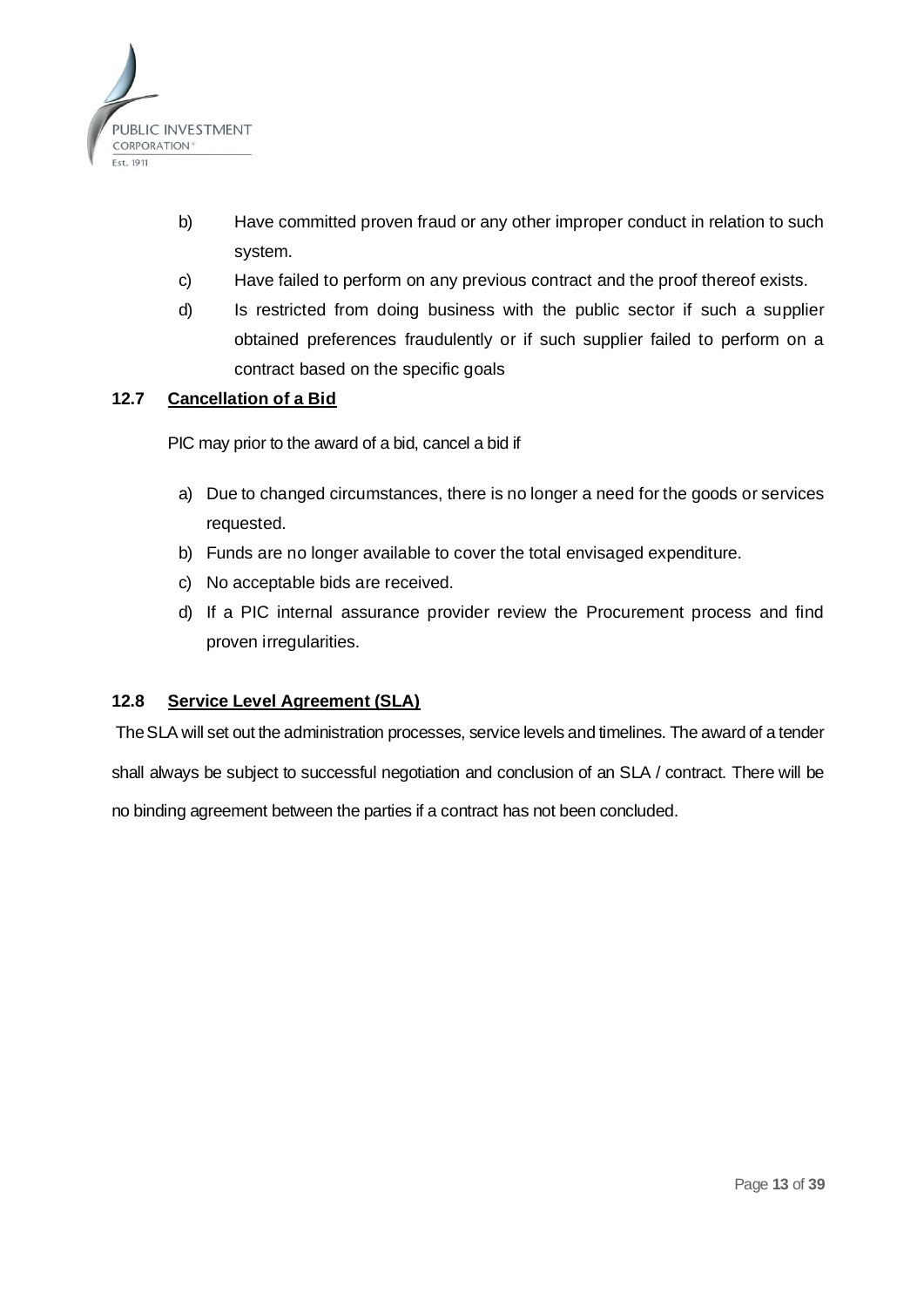b) Have committed proven fraud or any other improper conduct in relation to such system.

c) Have failed to perform on any previous contract and the proof thereof exists.

d) Is restricted from doing business with the public sector if such a supplier obtained preferences fraudulently or if such supplier failed to perform on a contract based on the specific goals

### 12.7 Cancellation of a Bid

PIC may prior to the award of a bid, cancel a bid if

a) Due to changed circumstances, there is no longer a need for the goods or services requested.
b) Funds are no longer available to cover the total envisaged expenditure.
c) No acceptable bids are received.
d) If a PIC internal assurance provider review the Procurement process and find proven irregularities.

### 12.8 Service Level Agreement (SLA)

The SLA will set out the administration processes, service levels and timelines. The award of a tender shall always be subject to successful negotiation and conclusion of an SLA / contract. There will be no binding agreement between the parties if a contract has not been concluded.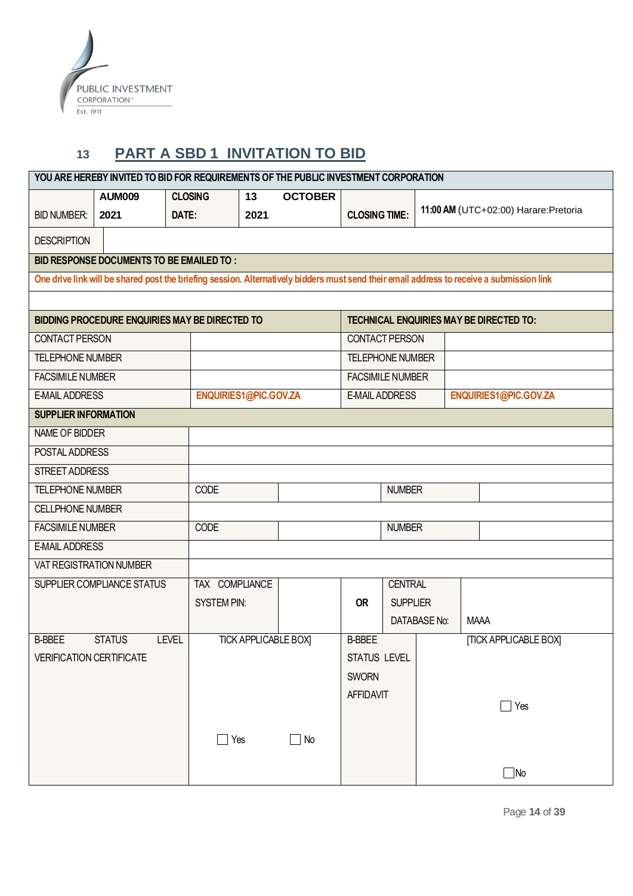PUBLIC INVESTMENT CORPORATION
Est. 1911

## 13 PART A SBD 1 INVITATION TO BID

| | | | | | |
|---|---|---|---|---|---|
| **YOU ARE HEREBY INVITED TO BID FOR REQUIREMENTS OF THE PUBLIC INVESTMENT CORPORATION** | | | | | |
| BID NUMBER: | **AUM009 2021** | **CLOSING DATE:** | **13 OCTOBER 2021** | **CLOSING TIME:** | **11:00 AM** (UTC+02:00) Harare:Pretoria |
| DESCRIPTION | | | | | |
| **BID RESPONSE DOCUMENTS TO BE EMAILED TO :** | | | | | |
| **One drive link will be shared post the briefing session. Alternatively bidders must send their email address to receive a submission link** | | | | | |

| | | | |
|---|---|---|---|
| **BIDDING PROCEDURE ENQUIRIES MAY BE DIRECTED TO** | | **TECHNICAL ENQUIRIES MAY BE DIRECTED TO:** | |
| CONTACT PERSON | | CONTACT PERSON | |
| TELEPHONE NUMBER | | TELEPHONE NUMBER | |
| FACSIMILE NUMBER | | FACSIMILE NUMBER | |
| E-MAIL ADDRESS | **ENQUIRIES1@PIC.GOV.ZA** | E-MAIL ADDRESS | **ENQUIRIES1@PIC.GOV.ZA** |

| | | | | | | |
|---|---|---|---|---|---|---|
| **SUPPLIER INFORMATION** | | | | | | |
| NAME OF BIDDER | | | | | | |
| POSTAL ADDRESS | | | | | | |
| STREET ADDRESS | | | | | | |
| TELEPHONE NUMBER | CODE | | NUMBER | | | |
| CELLPHONE NUMBER | | | | | | |
| FACSIMILE NUMBER | CODE | | NUMBER | | | |
| E-MAIL ADDRESS | | | | | | |
| VAT REGISTRATION NUMBER | | | | | | |
| SUPPLIER COMPLIANCE STATUS | TAX COMPLIANCE SYSTEM PIN: | | **OR** | CENTRAL SUPPLIER DATABASE No: | MAAA | |
| B-BBEE STATUS LEVEL VERIFICATION CERTIFICATE | TICK APPLICABLE BOX] ☐ Yes ☐ No | | B-BBEE STATUS LEVEL SWORN AFFIDAVIT | | [TICK APPLICABLE BOX] ☐ Yes ☐ No | |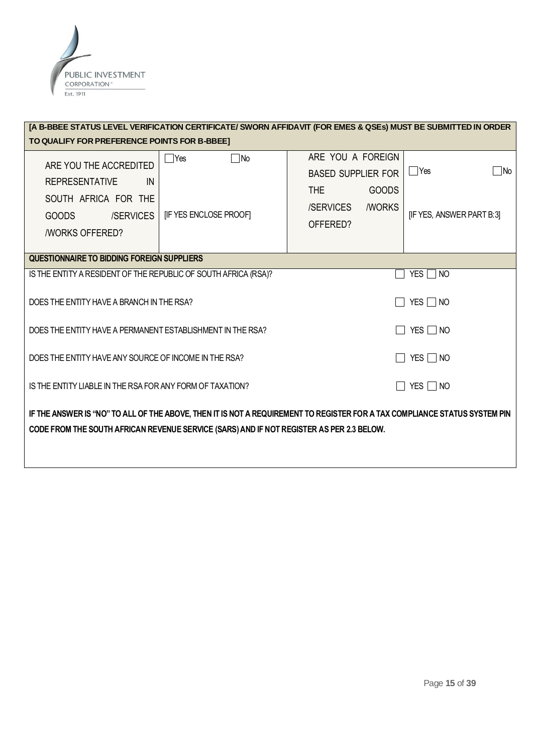**[A B-BBEE STATUS LEVEL VERIFICATION CERTIFICATE/ SWORN AFFIDAVIT (FOR EMES & QSEs) MUST BE SUBMITTED IN ORDER TO QUALIFY FOR PREFERENCE POINTS FOR B-BBEE]**

| | | | |
|---|---|---|---|
| ARE YOU THE ACCREDITED REPRESENTATIVE IN SOUTH AFRICA FOR THE GOODS /SERVICES /WORKS OFFERED? | ☐Yes ☐No<br><br>[IF YES ENCLOSE PROOF] | ARE YOU A FOREIGN BASED SUPPLIER FOR THE GOODS /SERVICES /WORKS OFFERED? | ☐Yes ☐No<br><br>[IF YES, ANSWER PART B:3] |

**QUESTIONNAIRE TO BIDDING FOREIGN SUPPLIERS**

| | |
|---|---|
| IS THE ENTITY A RESIDENT OF THE REPUBLIC OF SOUTH AFRICA (RSA)? | ☐ YES ☐ NO |
| DOES THE ENTITY HAVE A BRANCH IN THE RSA? | ☐ YES ☐ NO |
| DOES THE ENTITY HAVE A PERMANENT ESTABLISHMENT IN THE RSA? | ☐ YES ☐ NO |
| DOES THE ENTITY HAVE ANY SOURCE OF INCOME IN THE RSA? | ☐ YES ☐ NO |
| IS THE ENTITY LIABLE IN THE RSA FOR ANY FORM OF TAXATION? | ☐ YES ☐ NO |

**IF THE ANSWER IS "NO" TO ALL OF THE ABOVE, THEN IT IS NOT A REQUIREMENT TO REGISTER FOR A TAX COMPLIANCE STATUS SYSTEM PIN CODE FROM THE SOUTH AFRICAN REVENUE SERVICE (SARS) AND IF NOT REGISTER AS PER 2.3 BELOW.**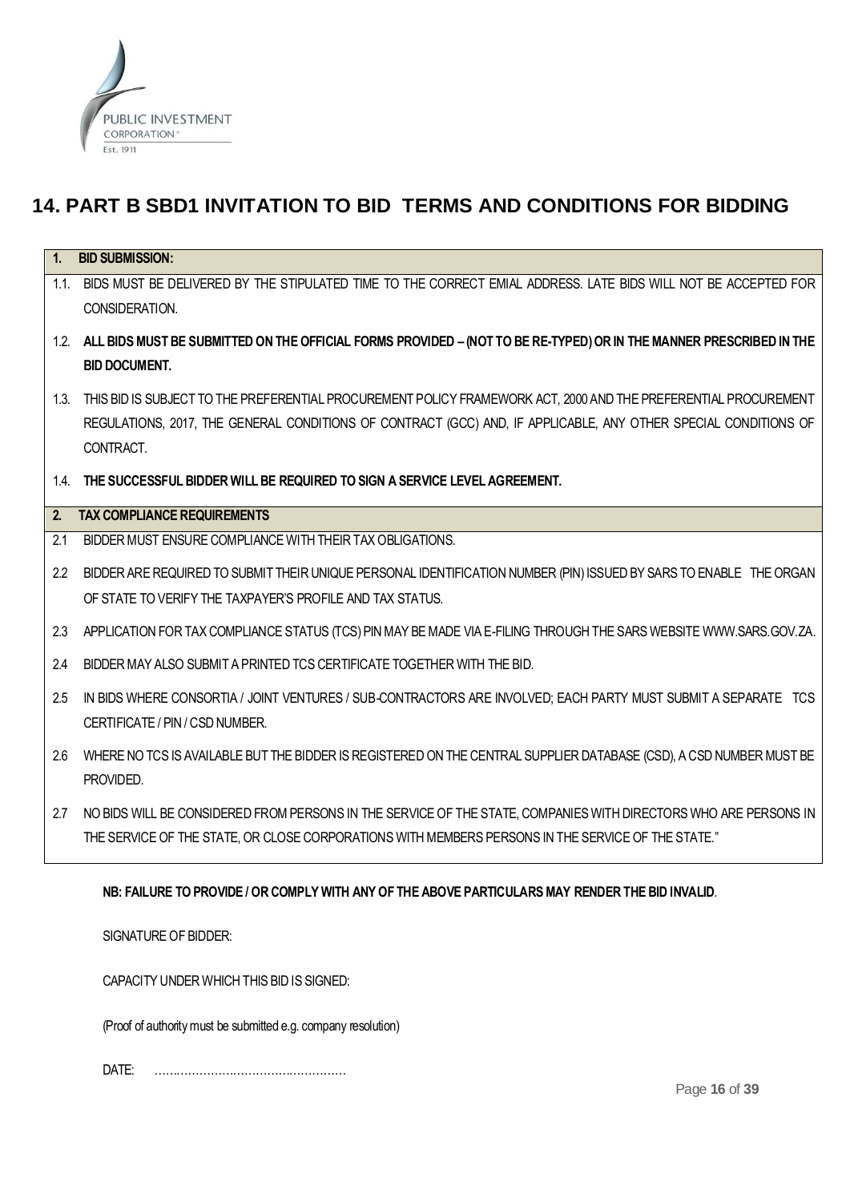# 14. PART B SBD1 INVITATION TO BID TERMS AND CONDITIONS FOR BIDDING

**1. BID SUBMISSION:**

1.1. BIDS MUST BE DELIVERED BY THE STIPULATED TIME TO THE CORRECT EMIAL ADDRESS. LATE BIDS WILL NOT BE ACCEPTED FOR CONSIDERATION.

1.2. **ALL BIDS MUST BE SUBMITTED ON THE OFFICIAL FORMS PROVIDED – (NOT TO BE RE-TYPED) OR IN THE MANNER PRESCRIBED IN THE BID DOCUMENT.**

1.3. THIS BID IS SUBJECT TO THE PREFERENTIAL PROCUREMENT POLICY FRAMEWORK ACT, 2000 AND THE PREFERENTIAL PROCUREMENT REGULATIONS, 2017, THE GENERAL CONDITIONS OF CONTRACT (GCC) AND, IF APPLICABLE, ANY OTHER SPECIAL CONDITIONS OF CONTRACT.

1.4. **THE SUCCESSFUL BIDDER WILL BE REQUIRED TO SIGN A SERVICE LEVEL AGREEMENT.**

**2. TAX COMPLIANCE REQUIREMENTS**

2.1 BIDDER MUST ENSURE COMPLIANCE WITH THEIR TAX OBLIGATIONS.

2.2 BIDDER ARE REQUIRED TO SUBMIT THEIR UNIQUE PERSONAL IDENTIFICATION NUMBER (PIN) ISSUED BY SARS TO ENABLE THE ORGAN OF STATE TO VERIFY THE TAXPAYER'S PROFILE AND TAX STATUS.

2.3 APPLICATION FOR TAX COMPLIANCE STATUS (TCS) PIN MAY BE MADE VIA E-FILING THROUGH THE SARS WEBSITE WWW.SARS.GOV.ZA.

2.4 BIDDER MAY ALSO SUBMIT A PRINTED TCS CERTIFICATE TOGETHER WITH THE BID.

2.5 IN BIDS WHERE CONSORTIA / JOINT VENTURES / SUB-CONTRACTORS ARE INVOLVED; EACH PARTY MUST SUBMIT A SEPARATE TCS CERTIFICATE / PIN / CSD NUMBER.

2.6 WHERE NO TCS IS AVAILABLE BUT THE BIDDER IS REGISTERED ON THE CENTRAL SUPPLIER DATABASE (CSD), A CSD NUMBER MUST BE PROVIDED.

2.7 NO BIDS WILL BE CONSIDERED FROM PERSONS IN THE SERVICE OF THE STATE, COMPANIES WITH DIRECTORS WHO ARE PERSONS IN THE SERVICE OF THE STATE, OR CLOSE CORPORATIONS WITH MEMBERS PERSONS IN THE SERVICE OF THE STATE."

**NB: FAILURE TO PROVIDE / OR COMPLY WITH ANY OF THE ABOVE PARTICULARS MAY RENDER THE BID INVALID**.

SIGNATURE OF BIDDER:

CAPACITY UNDER WHICH THIS BID IS SIGNED:

(Proof of authority must be submitted e.g. company resolution)

DATE: ……………………………………………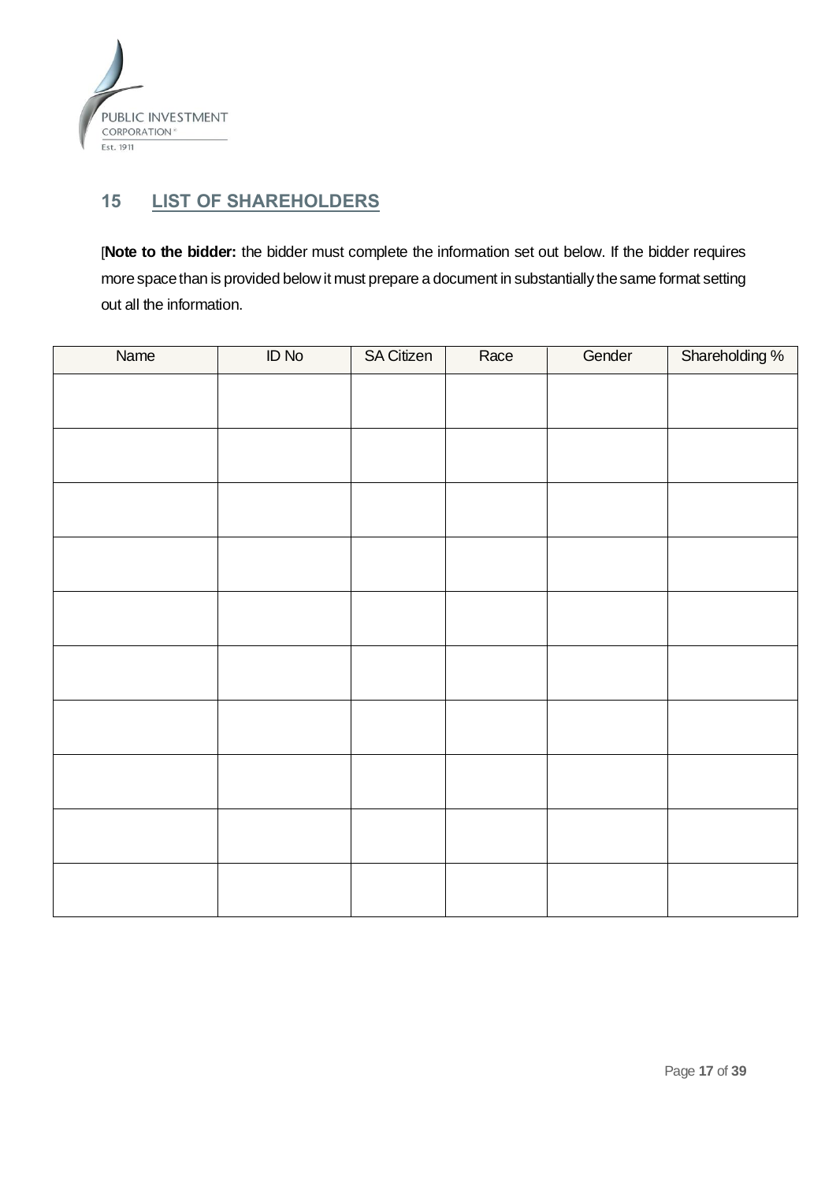## 15 LIST OF SHAREHOLDERS

[**Note to the bidder:** the bidder must complete the information set out below. If the bidder requires more space than is provided below it must prepare a document in substantially the same format setting out all the information.

| Name | ID No | SA Citizen | Race | Gender | Shareholding % |
|---|---|---|---|---|---|
| | | | | | |
| | | | | | |
| | | | | | |
| | | | | | |
| | | | | | |
| | | | | | |
| | | | | | |
| | | | | | |
| | | | | | |
| | | | | | |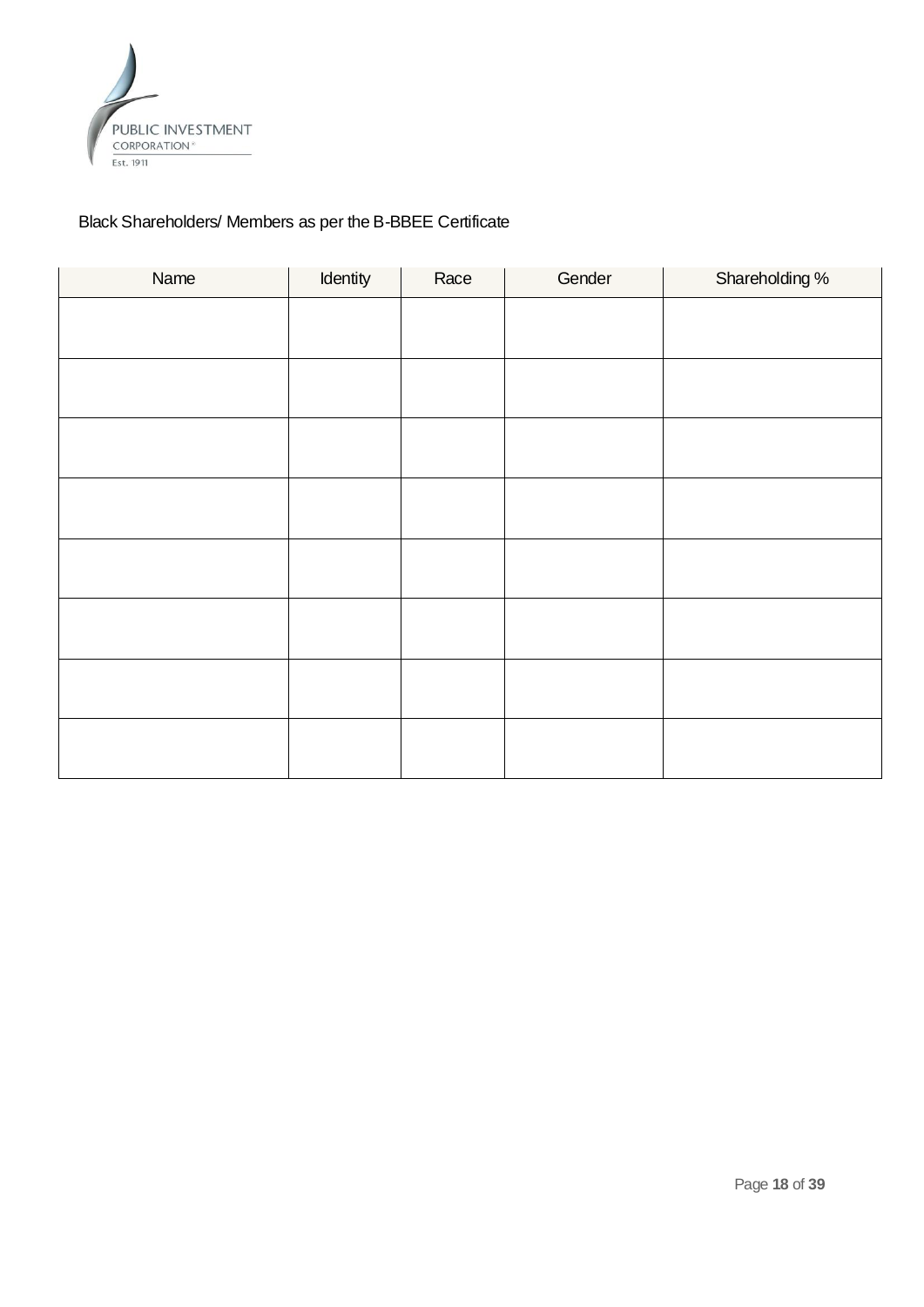Black Shareholders/ Members as per the B-BBEE Certificate

| Name | Identity | Race | Gender | Shareholding % |
| --- | --- | --- | --- | --- |
| | | | | |
| | | | | |
| | | | | |
| | | | | |
| | | | | |
| | | | | |
| | | | | |
| | | | | |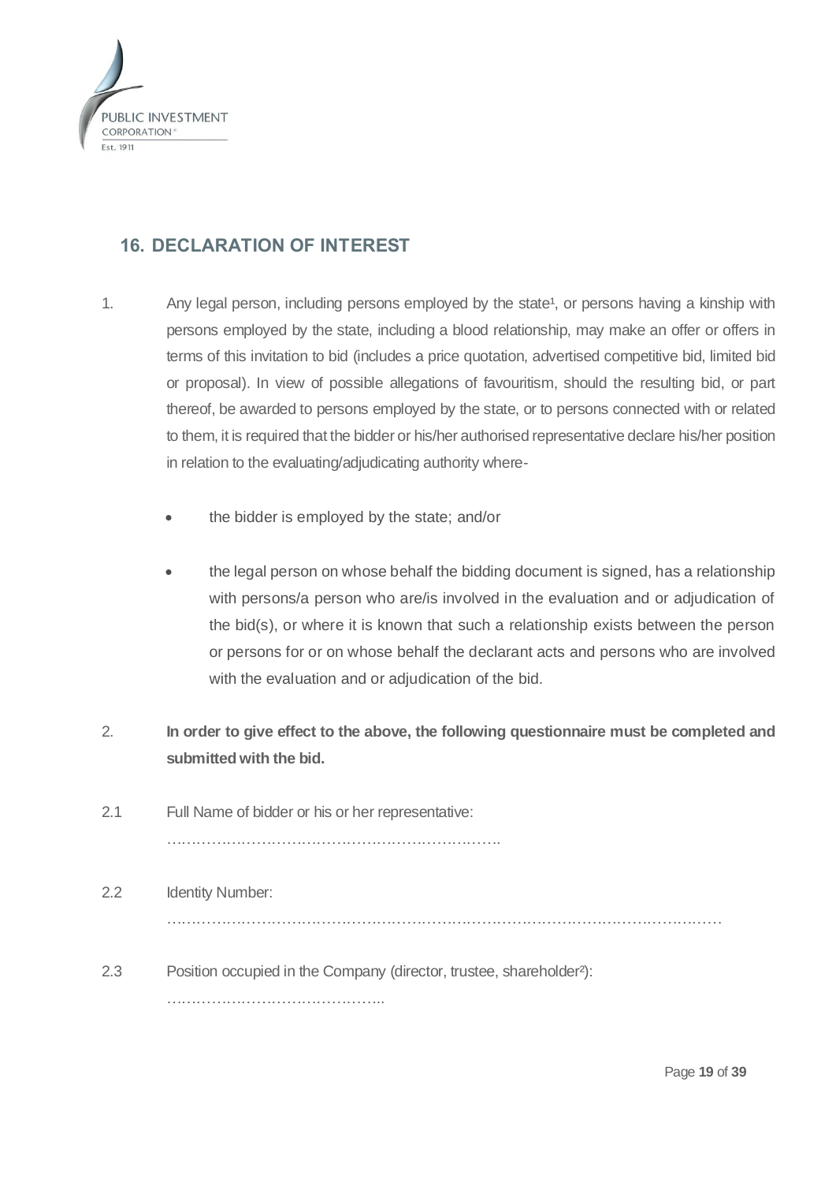## 16. DECLARATION OF INTEREST

1. Any legal person, including persons employed by the state[1], or persons having a kinship with persons employed by the state, including a blood relationship, may make an offer or offers in terms of this invitation to bid (includes a price quotation, advertised competitive bid, limited bid or proposal). In view of possible allegations of favouritism, should the resulting bid, or part thereof, be awarded to persons employed by the state, or to persons connected with or related to them, it is required that the bidder or his/her authorised representative declare his/her position in relation to the evaluating/adjudicating authority where-

   - the bidder is employed by the state; and/or

   - the legal person on whose behalf the bidding document is signed, has a relationship with persons/a person who are/is involved in the evaluation and or adjudication of the bid(s), or where it is known that such a relationship exists between the person or persons for or on whose behalf the declarant acts and persons who are involved with the evaluation and or adjudication of the bid.

2. **In order to give effect to the above, the following questionnaire must be completed and submitted with the bid.**

2.1 Full Name of bidder or his or her representative:
……………………………………………………………

2.2 Identity Number:
…………………………………………………………………………………………………

2.3 Position occupied in the Company (director, trustee, shareholder[2]):
……………………………………..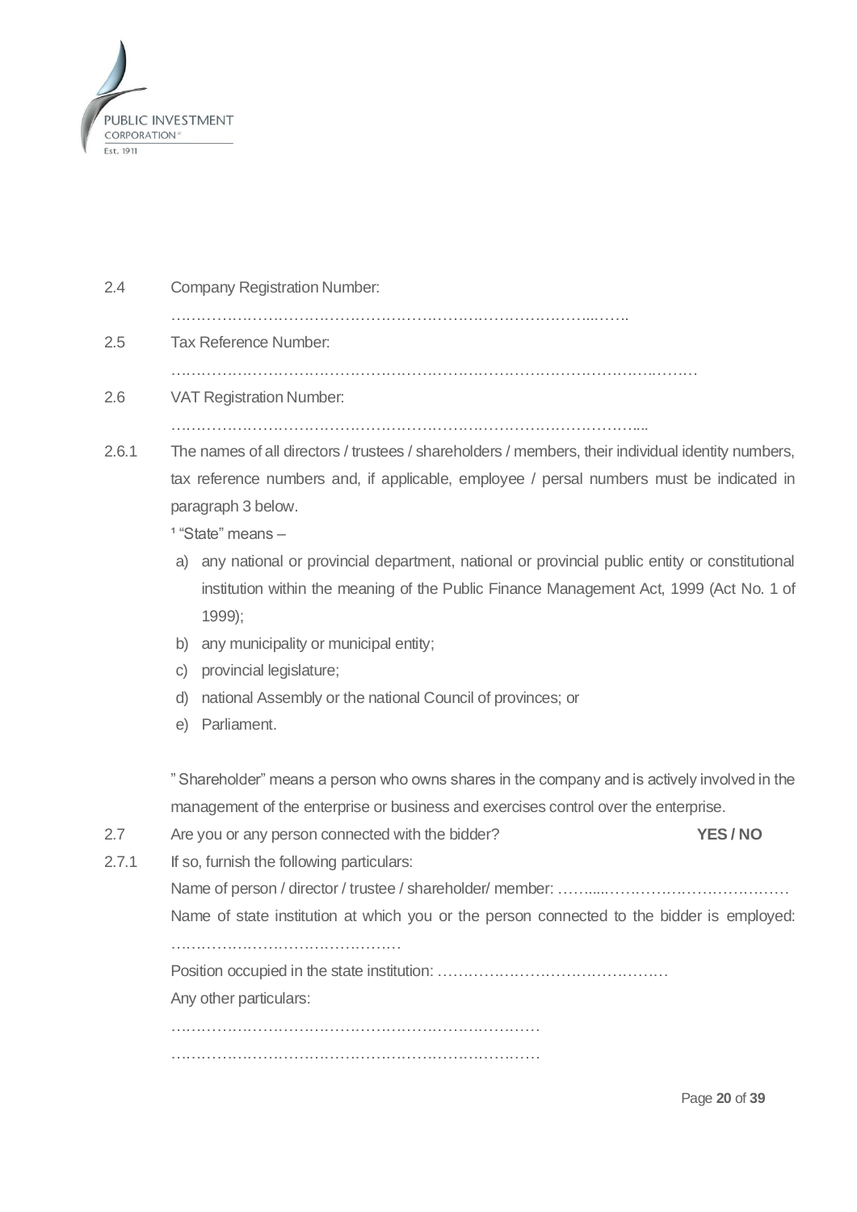2.4 Company Registration Number:

……………………………………………………………………………...…….

2.5 Tax Reference Number:

………………………………………………………………………………………………

2.6 VAT Registration Number:

……………………………………………………………………………………....

2.6.1 The names of all directors / trustees / shareholders / members, their individual identity numbers, tax reference numbers and, if applicable, employee / persal numbers must be indicated in paragraph 3 below.

[1] "State" means –

a) any national or provincial department, national or provincial public entity or constitutional institution within the meaning of the Public Finance Management Act, 1999 (Act No. 1 of 1999);
b) any municipality or municipal entity;
c) provincial legislature;
d) national Assembly or the national Council of provinces; or
e) Parliament.

" Shareholder" means a person who owns shares in the company and is actively involved in the management of the enterprise or business and exercises control over the enterprise.

2.7 Are you or any person connected with the bidder? **YES / NO**

2.7.1 If so, furnish the following particulars:

Name of person / director / trustee / shareholder/ member: ……....……………………………

Name of state institution at which you or the person connected to the bidder is employed: ………………………………………

Position occupied in the state institution: ………………………………………

Any other particulars:

………………………………………………………………

………………………………………………………………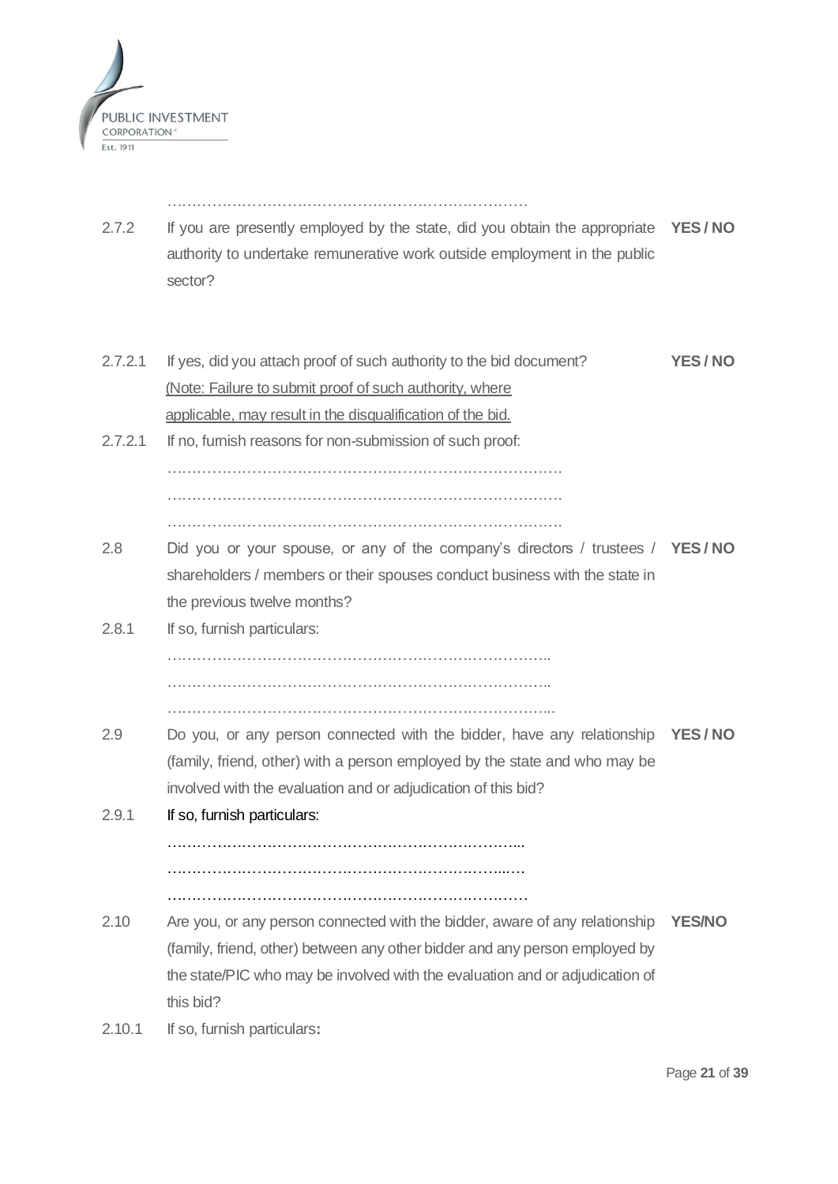………………………………………………………………

2.7.2 If you are presently employed by the state, did you obtain the appropriate authority to undertake remunerative work outside employment in the public sector? **YES / NO**

2.7.2.1 If yes, did you attach proof of such authority to the bid document? **YES / NO**
<u>(Note: Failure to submit proof of such authority, where applicable, may result in the disqualification of the bid.</u>

2.7.2.1 If no, furnish reasons for non-submission of such proof:
……………………………………………………………………
……………………………………………………………………
……………………………………………………………………

2.8 Did you or your spouse, or any of the company's directors / trustees / shareholders / members or their spouses conduct business with the state in the previous twelve months? **YES / NO**

2.8.1 If so, furnish particulars:
…………………………………………………………………..
…………………………………………………………………..
…………………………………………………………………...

2.9 Do you, or any person connected with the bidder, have any relationship (family, friend, other) with a person employed by the state and who may be involved with the evaluation and or adjudication of this bid? **YES / NO**

2.9.1 If so, furnish particulars:
……………………………………………………………...
…………………………………………………………..….
………………………………………………………………

2.10 Are you, or any person connected with the bidder, aware of any relationship (family, friend, other) between any other bidder and any person employed by the state/PIC who may be involved with the evaluation and or adjudication of this bid? **YES/NO**

2.10.1 If so, furnish particulars**:**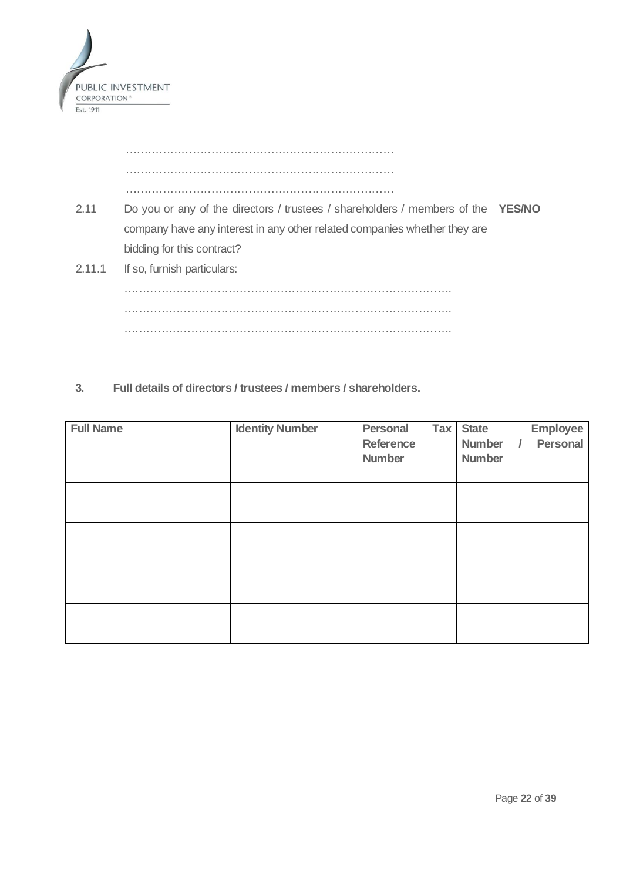………………………………………………………………
………………………………………………………………
………………………………………………………………

2.11 Do you or any of the directors / trustees / shareholders / members of the company have any interest in any other related companies whether they are bidding for this contract? **YES/NO**

2.11.1 If so, furnish particulars:

……………………………………………………………………………
……………………………………………………………………………
……………………………………………………………………………

**3. Full details of directors / trustees / members / shareholders.**

| Full Name | Identity Number | Personal Tax Reference Number | State Employee Number / Personal Number |
|---|---|---|---|
| | | | |
| | | | |
| | | | |
| | | | |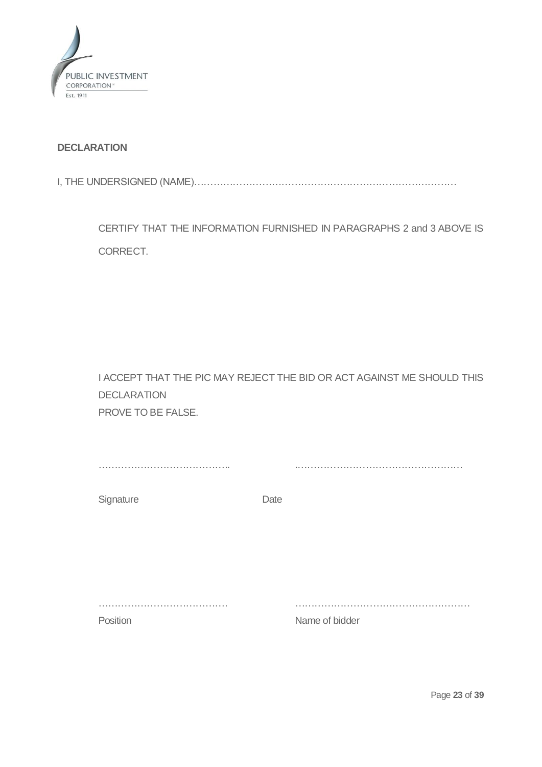**DECLARATION**

I, THE UNDERSIGNED (NAME)……………………………………………………………………

CERTIFY THAT THE INFORMATION FURNISHED IN PARAGRAPHS 2 and 3 ABOVE IS CORRECT.

I ACCEPT THAT THE PIC MAY REJECT THE BID OR ACT AGAINST ME SHOULD THIS DECLARATION
PROVE TO BE FALSE.

…………………………………..　　　　　　…………………………………………

Signature　　　　　　　　　　Date

…………………………………　　　　　　………………………………………………

Position　　　　　　　　　　　　　　Name of bidder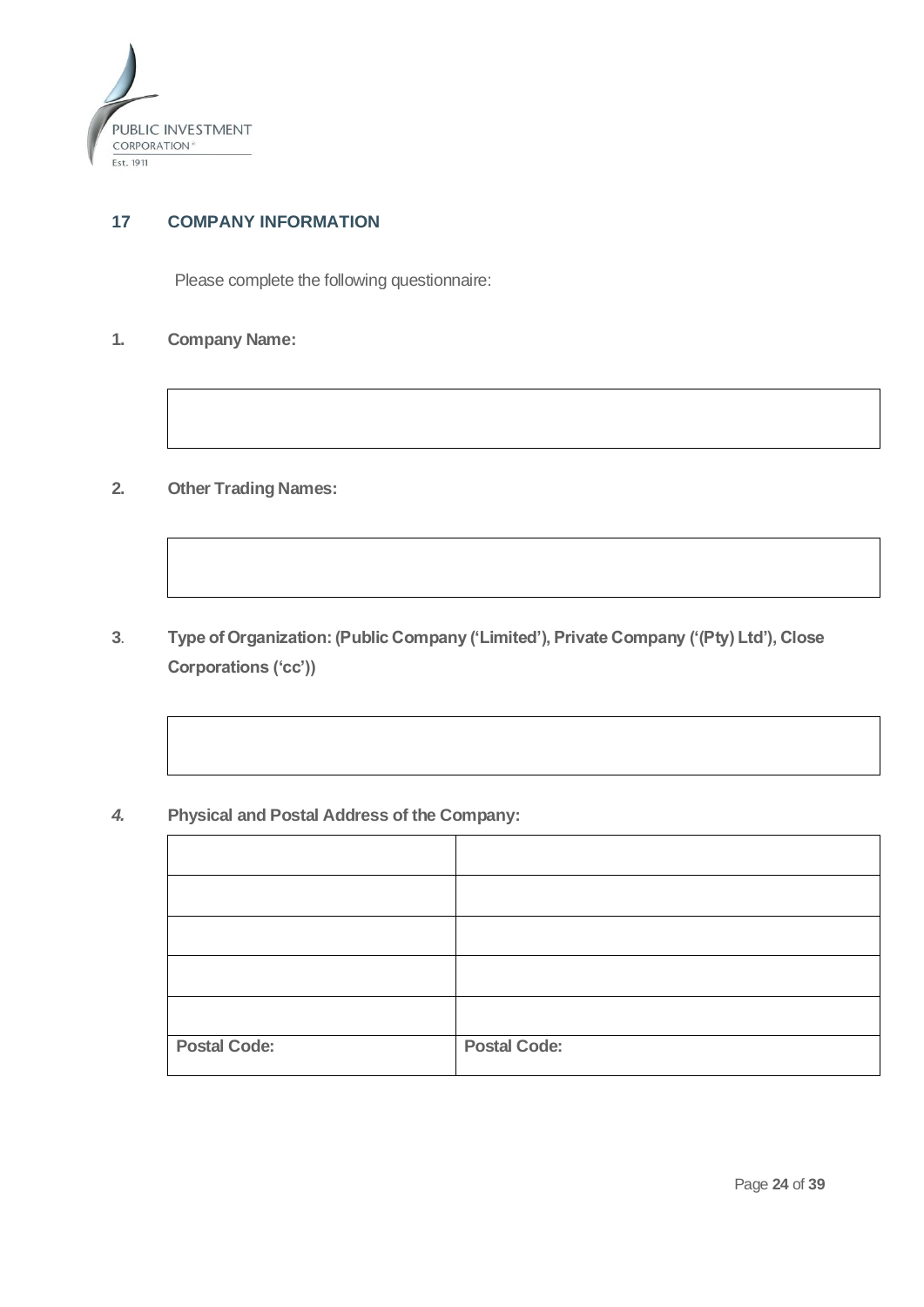## 17 COMPANY INFORMATION

Please complete the following questionnaire:

**1. Company Name:**

| |
|---|
| |

**2. Other Trading Names:**

| |
|---|
| |

**3. Type of Organization: (Public Company ('Limited'), Private Company ('(Pty) Ltd'), Close Corporations ('cc'))**

| |
|---|
| |

***4.* Physical and Postal Address of the Company:**

| | |
|---|---|
| | |
| | |
| | |
| | |
| | |
| **Postal Code:** | **Postal Code:** |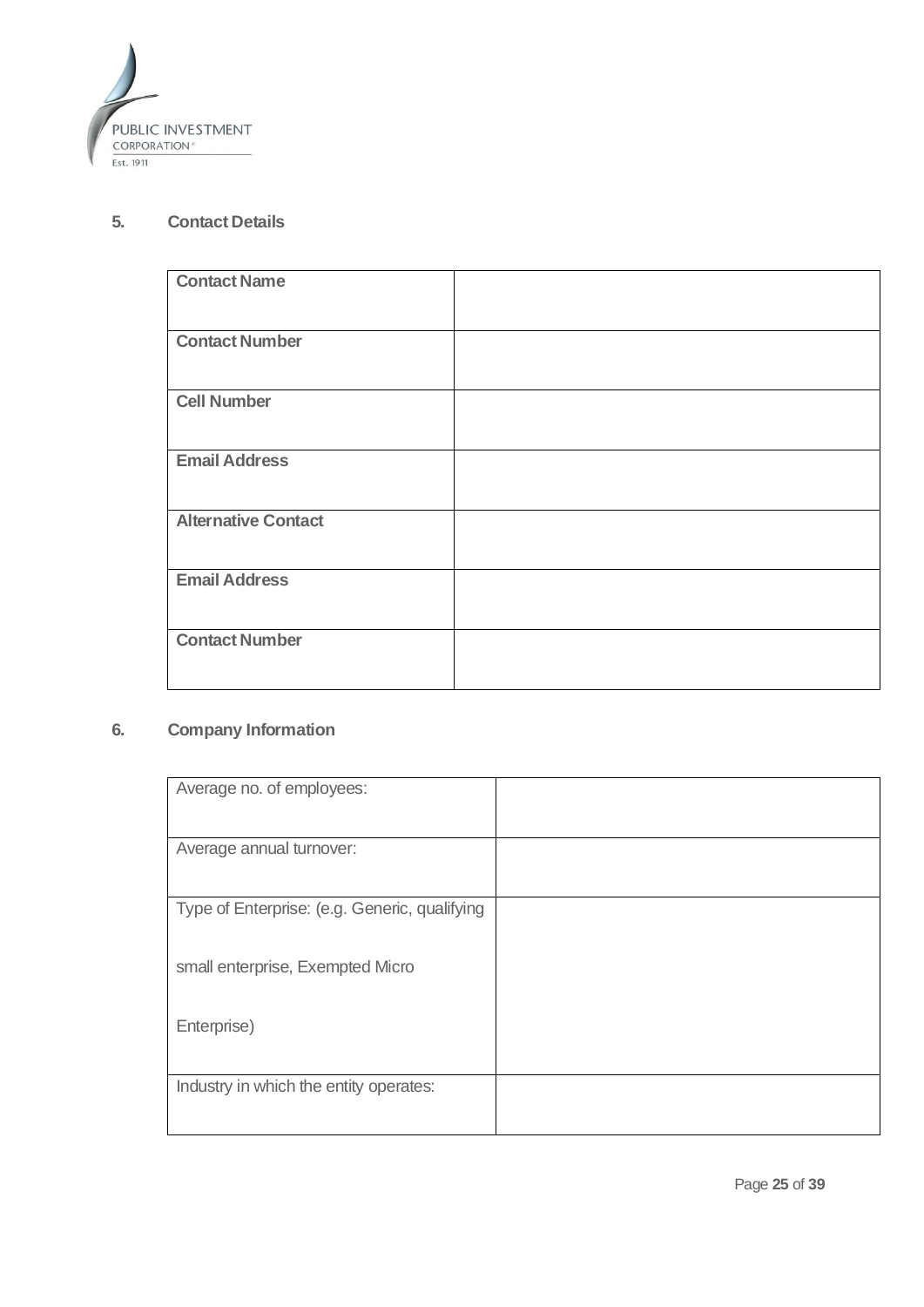## 5. Contact Details

| | |
|---|---|
| **Contact Name** | |
| **Contact Number** | |
| **Cell Number** | |
| **Email Address** | |
| **Alternative Contact** | |
| **Email Address** | |
| **Contact Number** | |

## 6. Company Information

| | |
|---|---|
| Average no. of employees: | |
| Average annual turnover: | |
| Type of Enterprise: (e.g. Generic, qualifying small enterprise, Exempted Micro Enterprise) | |
| Industry in which the entity operates: | |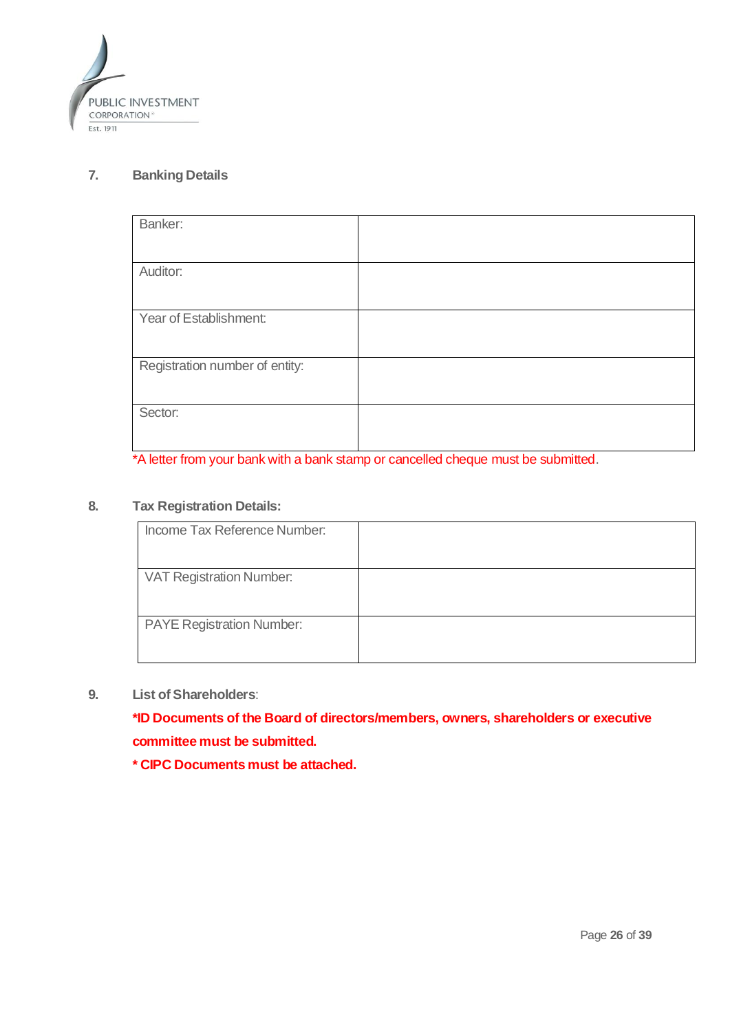## 7. Banking Details

| | |
|---|---|
| Banker: | |
| Auditor: | |
| Year of Establishment: | |
| Registration number of entity: | |
| Sector: | |

*A letter from your bank with a bank stamp or cancelled cheque must be submitted.

## 8. Tax Registration Details:

| | |
|---|---|
| Income Tax Reference Number: | |
| VAT Registration Number: | |
| PAYE Registration Number: | |

## 9. List of Shareholders:

**\*ID Documents of the Board of directors/members, owners, shareholders or executive committee must be submitted.**

**\* CIPC Documents must be attached.**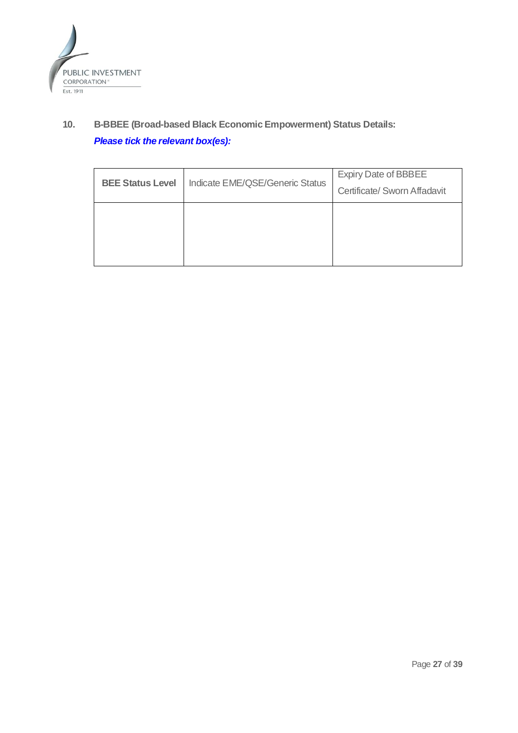**10. B-BBEE (Broad-based Black Economic Empowerment) Status Details:**

***Please tick the relevant box(es):***

| **BEE Status Level** | Indicate EME/QSE/Generic Status | Expiry Date of BBBEE Certificate/ Sworn Affadavit |
|---|---|---|
| | | |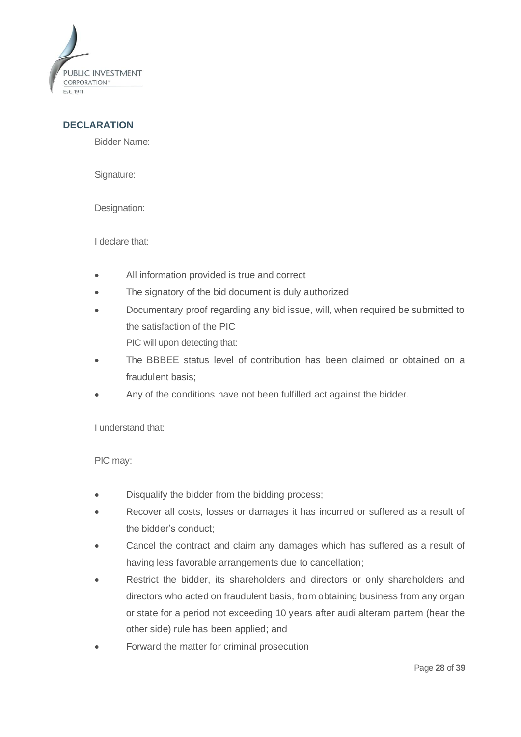## DECLARATION

Bidder Name:

Signature:

Designation:

I declare that:

- All information provided is true and correct
- The signatory of the bid document is duly authorized
- Documentary proof regarding any bid issue, will, when required be submitted to the satisfaction of the PIC

  PIC will upon detecting that:
- The BBBEE status level of contribution has been claimed or obtained on a fraudulent basis;
- Any of the conditions have not been fulfilled act against the bidder.

I understand that:

PIC may:

- Disqualify the bidder from the bidding process;
- Recover all costs, losses or damages it has incurred or suffered as a result of the bidder's conduct;
- Cancel the contract and claim any damages which has suffered as a result of having less favorable arrangements due to cancellation;
- Restrict the bidder, its shareholders and directors or only shareholders and directors who acted on fraudulent basis, from obtaining business from any organ or state for a period not exceeding 10 years after audi alteram partem (hear the other side) rule has been applied; and
- Forward the matter for criminal prosecution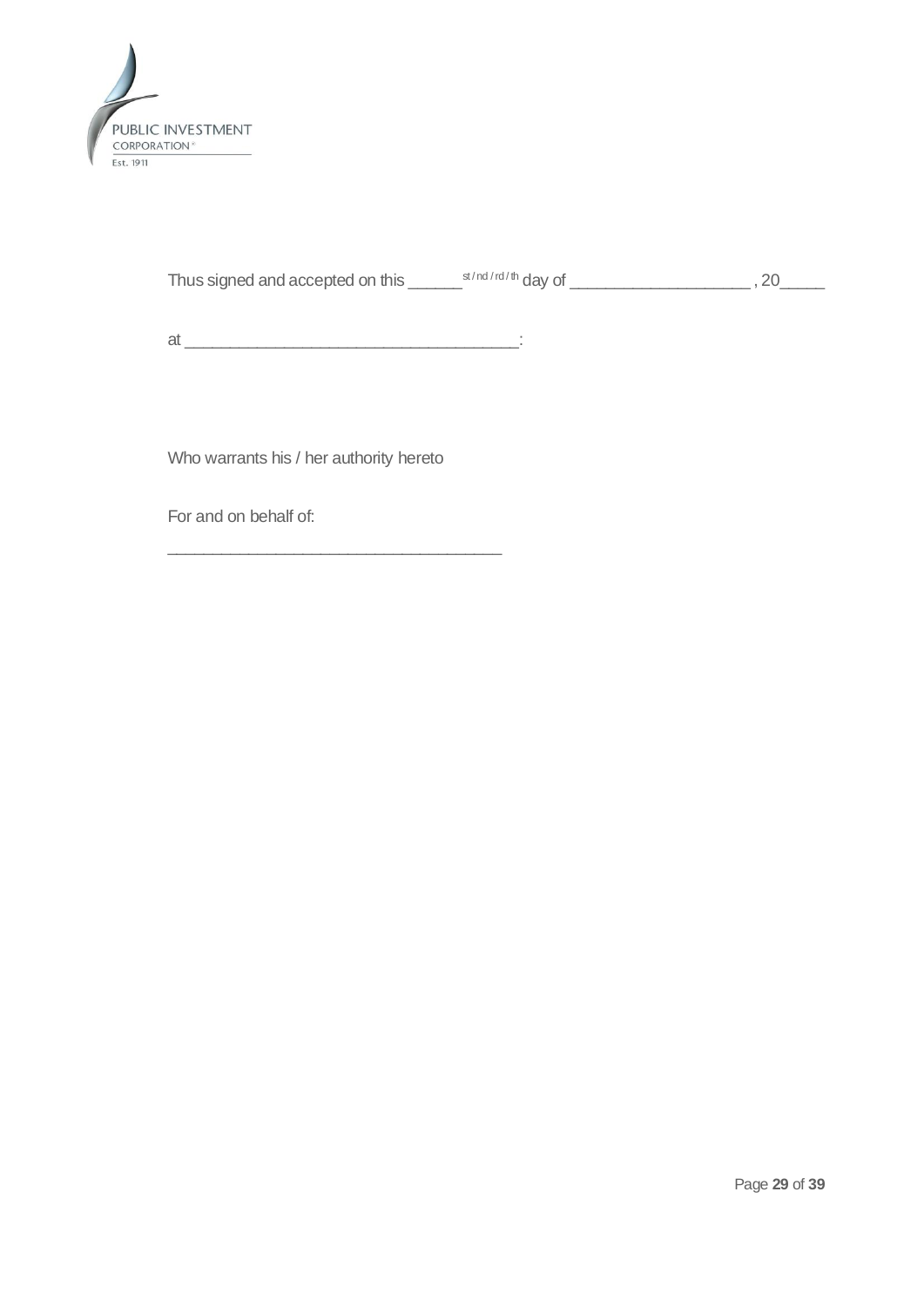Thus signed and accepted on this ______ st / nd / rd / th day of ____________________ , 20_____

at _____________________________________:

Who warrants his / her authority hereto

For and on behalf of:

_____________________________________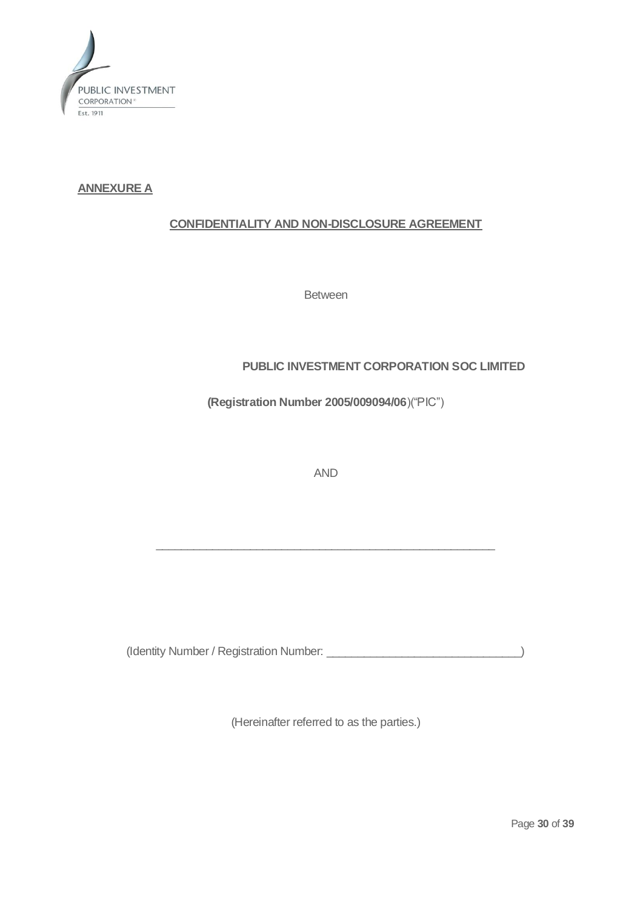**ANNEXURE A**

**CONFIDENTIALITY AND NON-DISCLOSURE AGREEMENT**

Between

**PUBLIC INVESTMENT CORPORATION SOC LIMITED**

**(Registration Number 2005/009094/06**)("PIC")

AND

_______________________________________________________

(Identity Number / Registration Number: ______________________________)

(Hereinafter referred to as the parties.)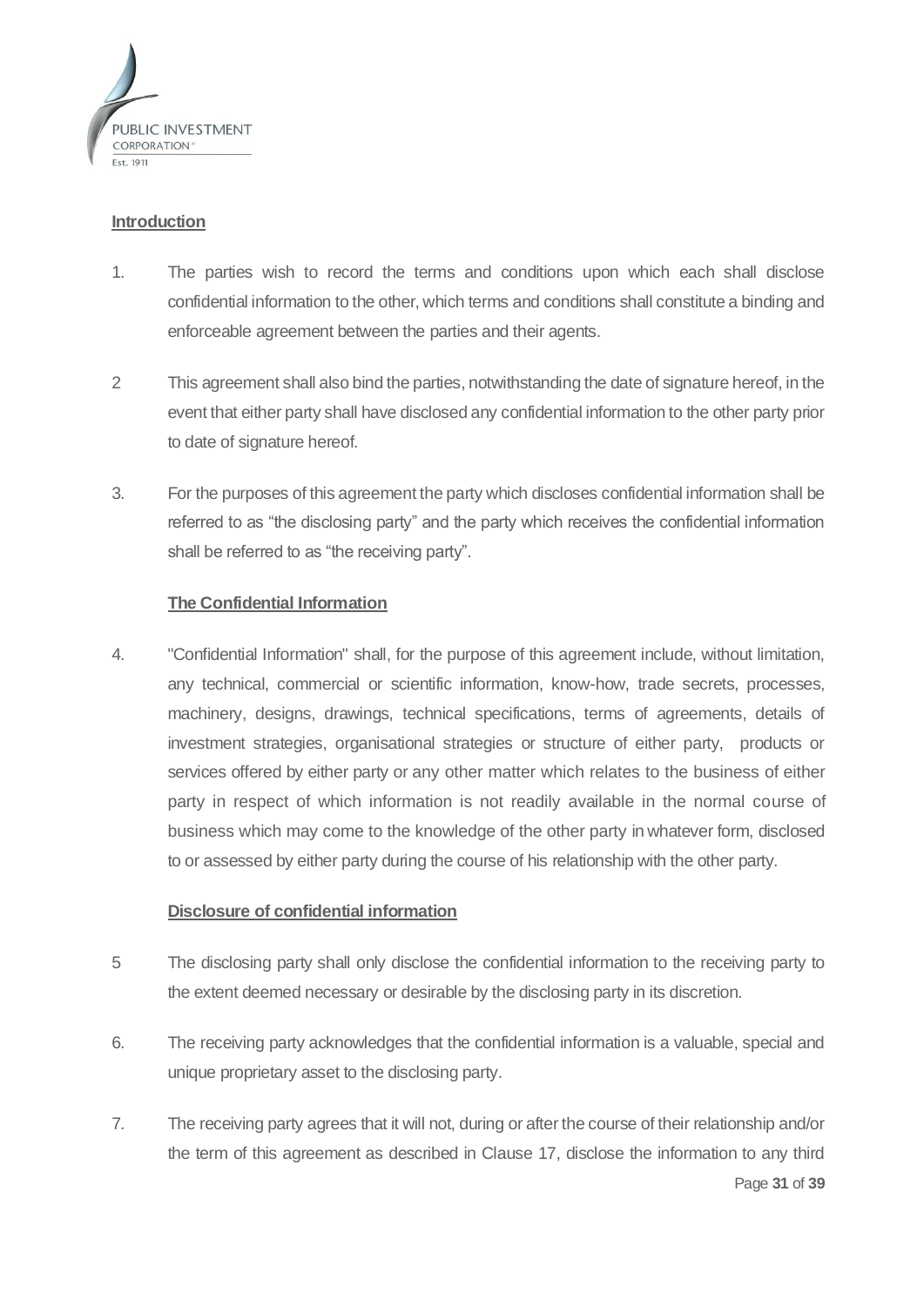## Introduction

1. The parties wish to record the terms and conditions upon which each shall disclose confidential information to the other, which terms and conditions shall constitute a binding and enforceable agreement between the parties and their agents.

2 This agreement shall also bind the parties, notwithstanding the date of signature hereof, in the event that either party shall have disclosed any confidential information to the other party prior to date of signature hereof.

3. For the purposes of this agreement the party which discloses confidential information shall be referred to as "the disclosing party" and the party which receives the confidential information shall be referred to as "the receiving party".

### The Confidential Information

4. "Confidential Information" shall, for the purpose of this agreement include, without limitation, any technical, commercial or scientific information, know-how, trade secrets, processes, machinery, designs, drawings, technical specifications, terms of agreements, details of investment strategies, organisational strategies or structure of either party, products or services offered by either party or any other matter which relates to the business of either party in respect of which information is not readily available in the normal course of business which may come to the knowledge of the other party in whatever form, disclosed to or assessed by either party during the course of his relationship with the other party.

### Disclosure of confidential information

5 The disclosing party shall only disclose the confidential information to the receiving party to the extent deemed necessary or desirable by the disclosing party in its discretion.

6. The receiving party acknowledges that the confidential information is a valuable, special and unique proprietary asset to the disclosing party.

7. The receiving party agrees that it will not, during or after the course of their relationship and/or the term of this agreement as described in Clause 17, disclose the information to any third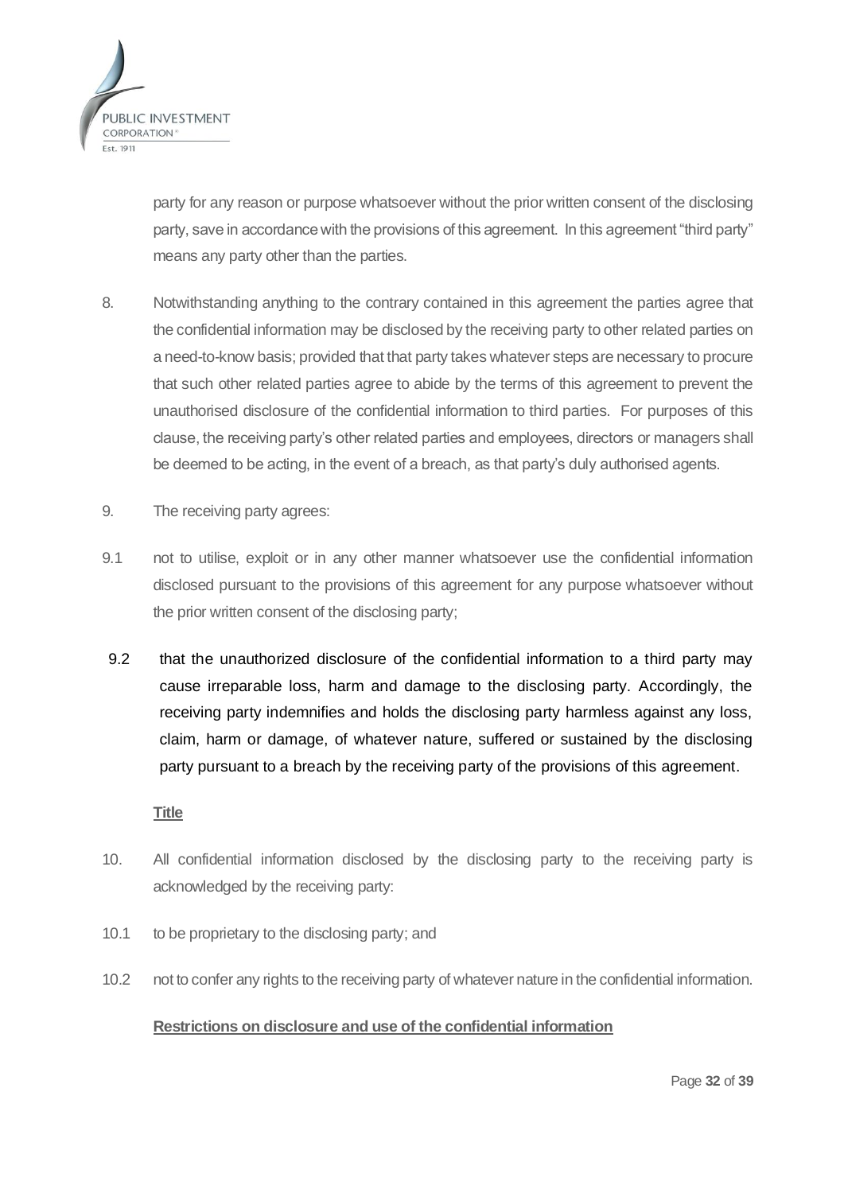party for any reason or purpose whatsoever without the prior written consent of the disclosing party, save in accordance with the provisions of this agreement. In this agreement "third party" means any party other than the parties.

8. Notwithstanding anything to the contrary contained in this agreement the parties agree that the confidential information may be disclosed by the receiving party to other related parties on a need-to-know basis; provided that that party takes whatever steps are necessary to procure that such other related parties agree to abide by the terms of this agreement to prevent the unauthorised disclosure of the confidential information to third parties. For purposes of this clause, the receiving party's other related parties and employees, directors or managers shall be deemed to be acting, in the event of a breach, as that party's duly authorised agents.

9. The receiving party agrees:

9.1 not to utilise, exploit or in any other manner whatsoever use the confidential information disclosed pursuant to the provisions of this agreement for any purpose whatsoever without the prior written consent of the disclosing party;

9.2 that the unauthorized disclosure of the confidential information to a third party may cause irreparable loss, harm and damage to the disclosing party. Accordingly, the receiving party indemnifies and holds the disclosing party harmless against any loss, claim, harm or damage, of whatever nature, suffered or sustained by the disclosing party pursuant to a breach by the receiving party of the provisions of this agreement.

**Title**

10. All confidential information disclosed by the disclosing party to the receiving party is acknowledged by the receiving party:

10.1 to be proprietary to the disclosing party; and

10.2 not to confer any rights to the receiving party of whatever nature in the confidential information.

**Restrictions on disclosure and use of the confidential information**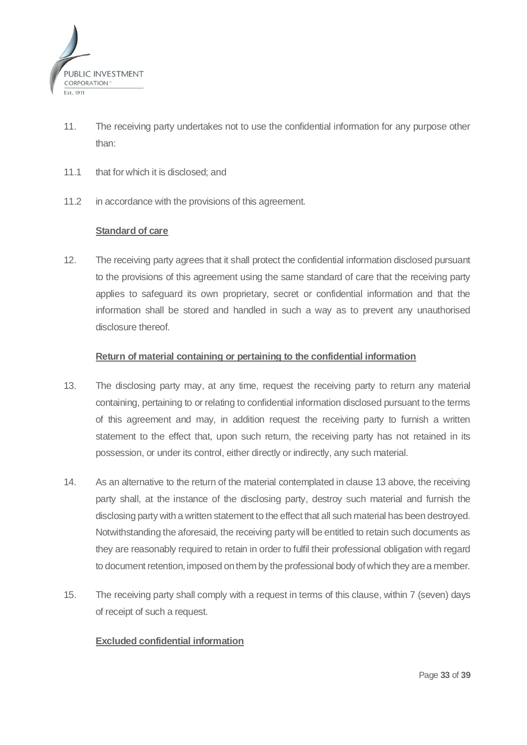11. The receiving party undertakes not to use the confidential information for any purpose other than:

11.1 that for which it is disclosed; and

11.2 in accordance with the provisions of this agreement.

**Standard of care**

12. The receiving party agrees that it shall protect the confidential information disclosed pursuant to the provisions of this agreement using the same standard of care that the receiving party applies to safeguard its own proprietary, secret or confidential information and that the information shall be stored and handled in such a way as to prevent any unauthorised disclosure thereof.

**Return of material containing or pertaining to the confidential information**

13. The disclosing party may, at any time, request the receiving party to return any material containing, pertaining to or relating to confidential information disclosed pursuant to the terms of this agreement and may, in addition request the receiving party to furnish a written statement to the effect that, upon such return, the receiving party has not retained in its possession, or under its control, either directly or indirectly, any such material.

14. As an alternative to the return of the material contemplated in clause 13 above, the receiving party shall, at the instance of the disclosing party, destroy such material and furnish the disclosing party with a written statement to the effect that all such material has been destroyed. Notwithstanding the aforesaid, the receiving party will be entitled to retain such documents as they are reasonably required to retain in order to fulfil their professional obligation with regard to document retention, imposed on them by the professional body of which they are a member.

15. The receiving party shall comply with a request in terms of this clause, within 7 (seven) days of receipt of such a request.

**Excluded confidential information**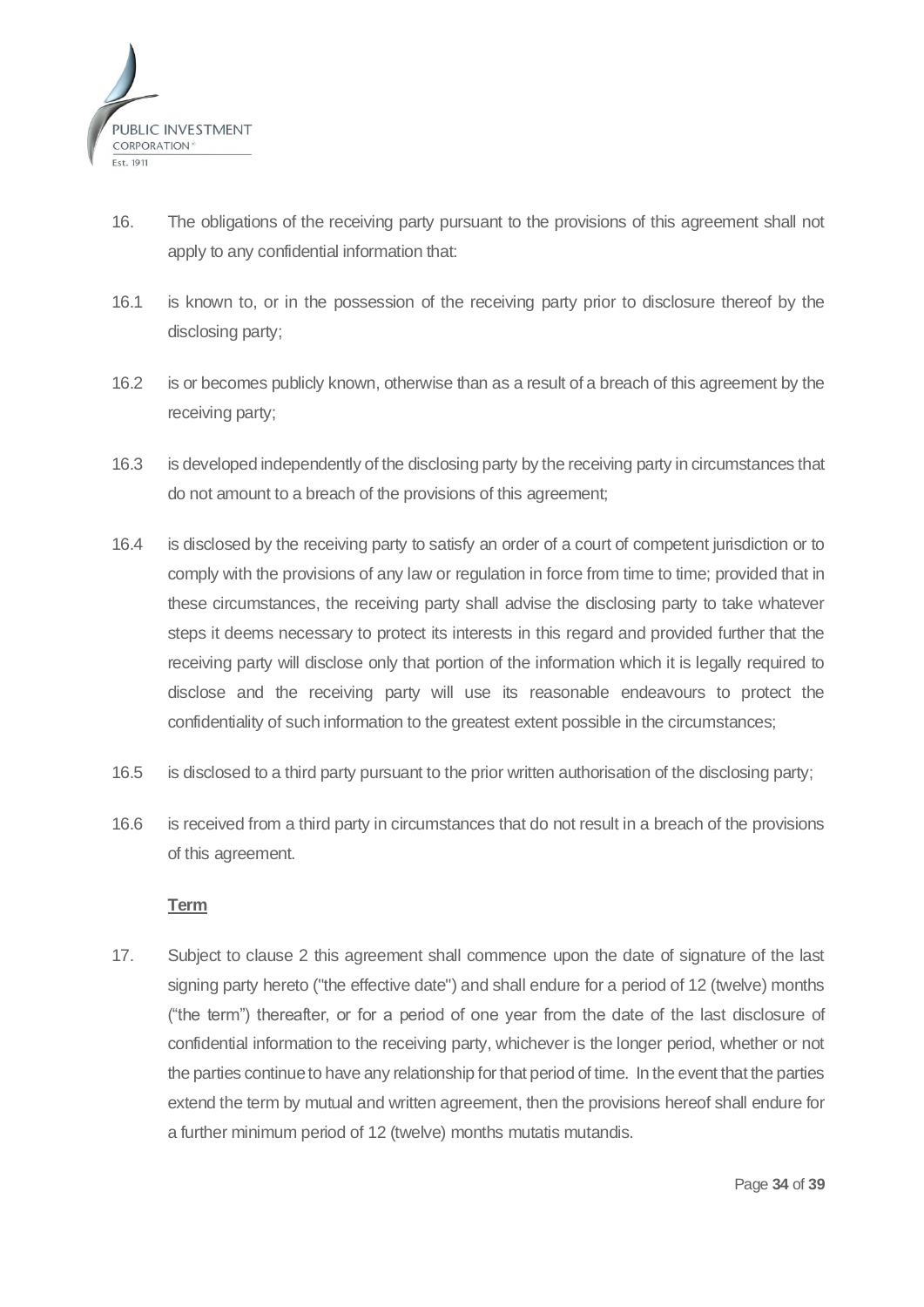16. The obligations of the receiving party pursuant to the provisions of this agreement shall not apply to any confidential information that:

16.1 is known to, or in the possession of the receiving party prior to disclosure thereof by the disclosing party;

16.2 is or becomes publicly known, otherwise than as a result of a breach of this agreement by the receiving party;

16.3 is developed independently of the disclosing party by the receiving party in circumstances that do not amount to a breach of the provisions of this agreement;

16.4 is disclosed by the receiving party to satisfy an order of a court of competent jurisdiction or to comply with the provisions of any law or regulation in force from time to time; provided that in these circumstances, the receiving party shall advise the disclosing party to take whatever steps it deems necessary to protect its interests in this regard and provided further that the receiving party will disclose only that portion of the information which it is legally required to disclose and the receiving party will use its reasonable endeavours to protect the confidentiality of such information to the greatest extent possible in the circumstances;

16.5 is disclosed to a third party pursuant to the prior written authorisation of the disclosing party;

16.6 is received from a third party in circumstances that do not result in a breach of the provisions of this agreement.

**Term**

17. Subject to clause 2 this agreement shall commence upon the date of signature of the last signing party hereto ("the effective date") and shall endure for a period of 12 (twelve) months ("the term") thereafter, or for a period of one year from the date of the last disclosure of confidential information to the receiving party, whichever is the longer period, whether or not the parties continue to have any relationship for that period of time. In the event that the parties extend the term by mutual and written agreement, then the provisions hereof shall endure for a further minimum period of 12 (twelve) months mutatis mutandis.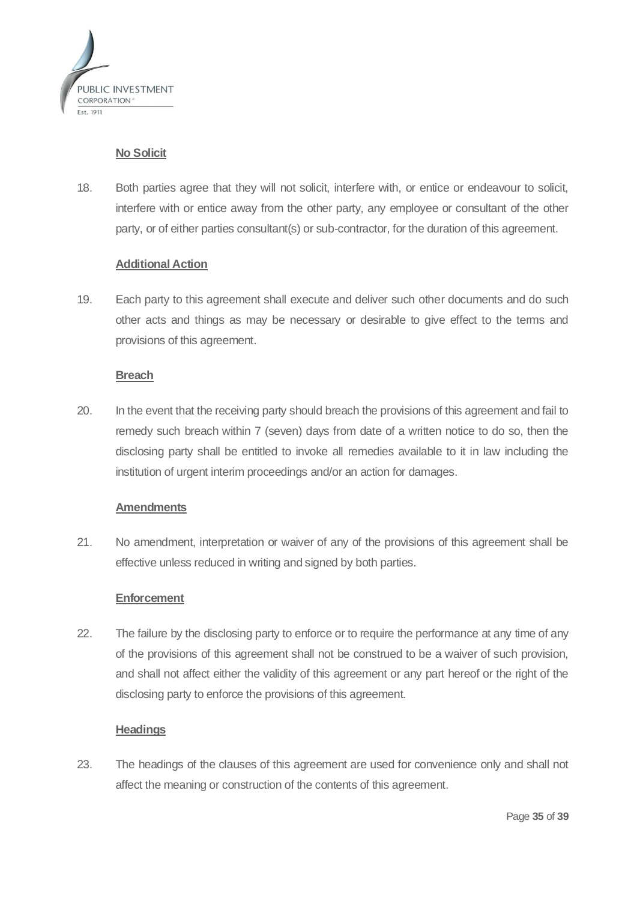**No Solicit**

18. Both parties agree that they will not solicit, interfere with, or entice or endeavour to solicit, interfere with or entice away from the other party, any employee or consultant of the other party, or of either parties consultant(s) or sub-contractor, for the duration of this agreement.

**Additional Action**

19. Each party to this agreement shall execute and deliver such other documents and do such other acts and things as may be necessary or desirable to give effect to the terms and provisions of this agreement.

**Breach**

20. In the event that the receiving party should breach the provisions of this agreement and fail to remedy such breach within 7 (seven) days from date of a written notice to do so, then the disclosing party shall be entitled to invoke all remedies available to it in law including the institution of urgent interim proceedings and/or an action for damages.

**Amendments**

21. No amendment, interpretation or waiver of any of the provisions of this agreement shall be effective unless reduced in writing and signed by both parties.

**Enforcement**

22. The failure by the disclosing party to enforce or to require the performance at any time of any of the provisions of this agreement shall not be construed to be a waiver of such provision, and shall not affect either the validity of this agreement or any part hereof or the right of the disclosing party to enforce the provisions of this agreement.

**Headings**

23. The headings of the clauses of this agreement are used for convenience only and shall not affect the meaning or construction of the contents of this agreement.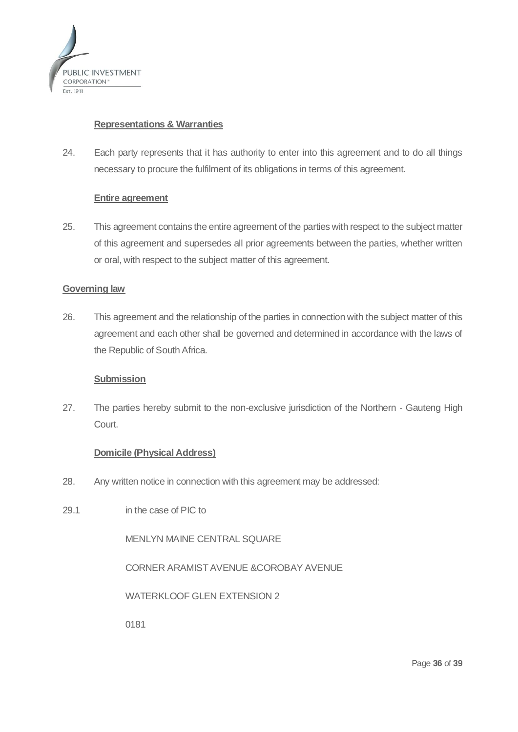**Representations & Warranties**

24. Each party represents that it has authority to enter into this agreement and to do all things necessary to procure the fulfilment of its obligations in terms of this agreement.

**Entire agreement**

25. This agreement contains the entire agreement of the parties with respect to the subject matter of this agreement and supersedes all prior agreements between the parties, whether written or oral, with respect to the subject matter of this agreement.

**Governing law**

26. This agreement and the relationship of the parties in connection with the subject matter of this agreement and each other shall be governed and determined in accordance with the laws of the Republic of South Africa.

**Submission**

27. The parties hereby submit to the non-exclusive jurisdiction of the Northern - Gauteng High Court.

**Domicile (Physical Address)**

28. Any written notice in connection with this agreement may be addressed:

29.1 in the case of PIC to

MENLYN MAINE CENTRAL SQUARE

CORNER ARAMIST AVENUE &COROBAY AVENUE

WATERKLOOF GLEN EXTENSION 2

0181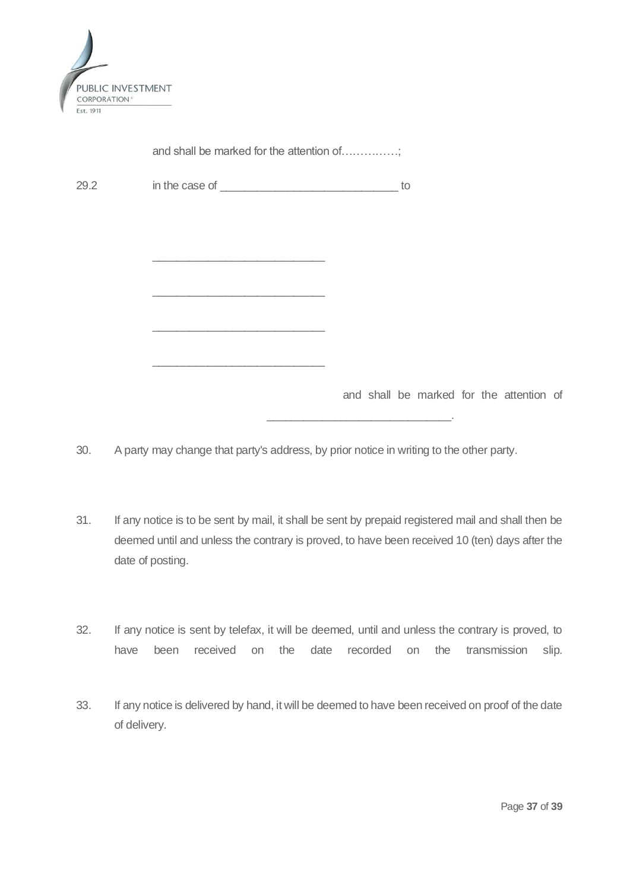and shall be marked for the attention of…………….;

29.2 in the case of _____________________________ to

____________________________

____________________________

____________________________

____________________________

and shall be marked for the attention of _____________________________.

30. A party may change that party's address, by prior notice in writing to the other party.

31. If any notice is to be sent by mail, it shall be sent by prepaid registered mail and shall then be deemed until and unless the contrary is proved, to have been received 10 (ten) days after the date of posting.

32. If any notice is sent by telefax, it will be deemed, until and unless the contrary is proved, to have been received on the date recorded on the transmission slip.

33. If any notice is delivered by hand, it will be deemed to have been received on proof of the date of delivery.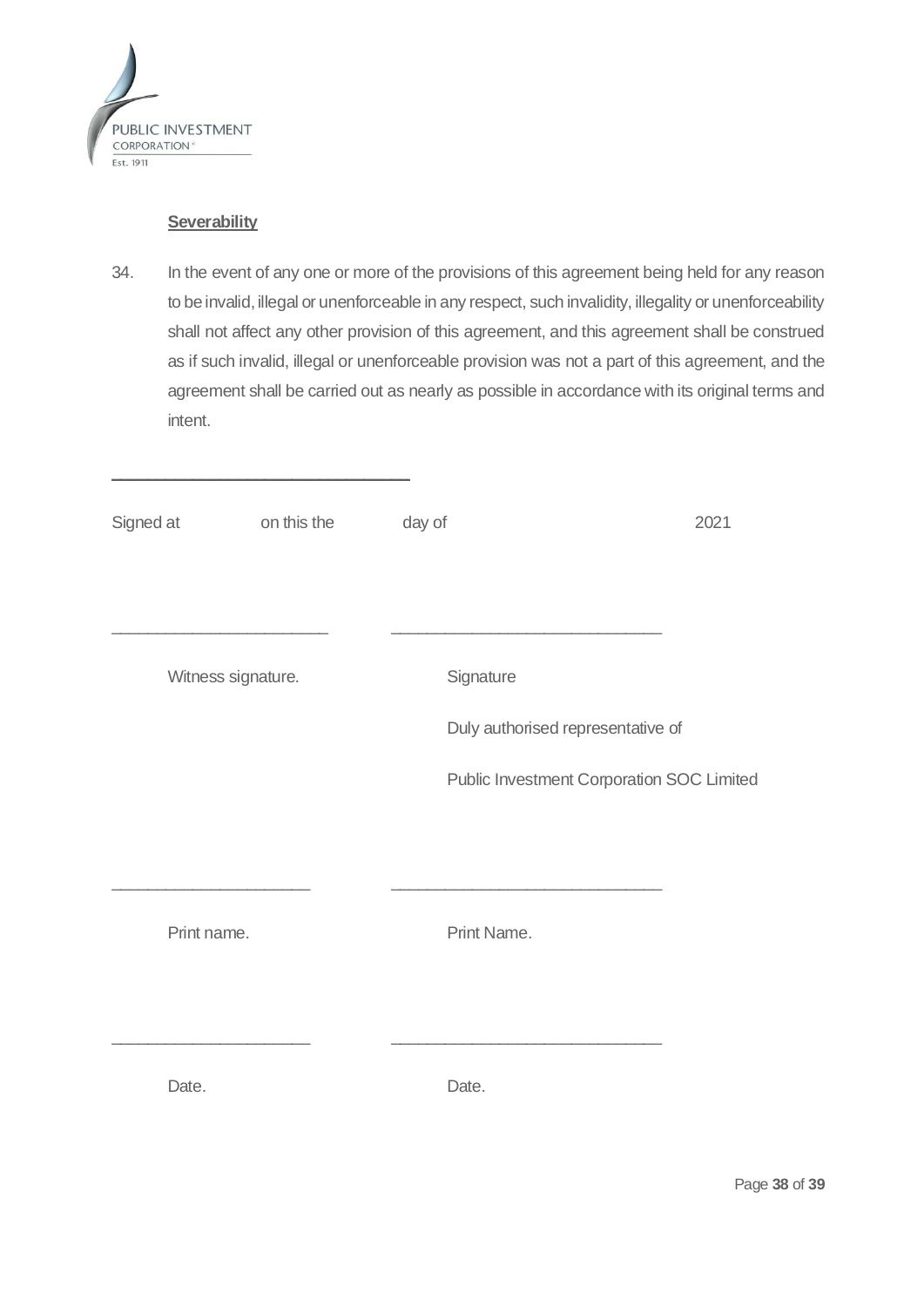**Severability**

34. In the event of any one or more of the provisions of this agreement being held for any reason to be invalid, illegal or unenforceable in any respect, such invalidity, illegality or unenforceability shall not affect any other provision of this agreement, and this agreement shall be construed as if such invalid, illegal or unenforceable provision was not a part of this agreement, and the agreement shall be carried out as nearly as possible in accordance with its original terms and intent.

---

Signed at on this the day of 2021

| | |
|---|---|
| ______________________ | ____________________________ |
| Witness signature. | Signature |
| | Duly authorised representative of |
| | Public Investment Corporation SOC Limited |
| ______________________ | ____________________________ |
| Print name. | Print Name. |
| ______________________ | ____________________________ |
| Date. | Date. |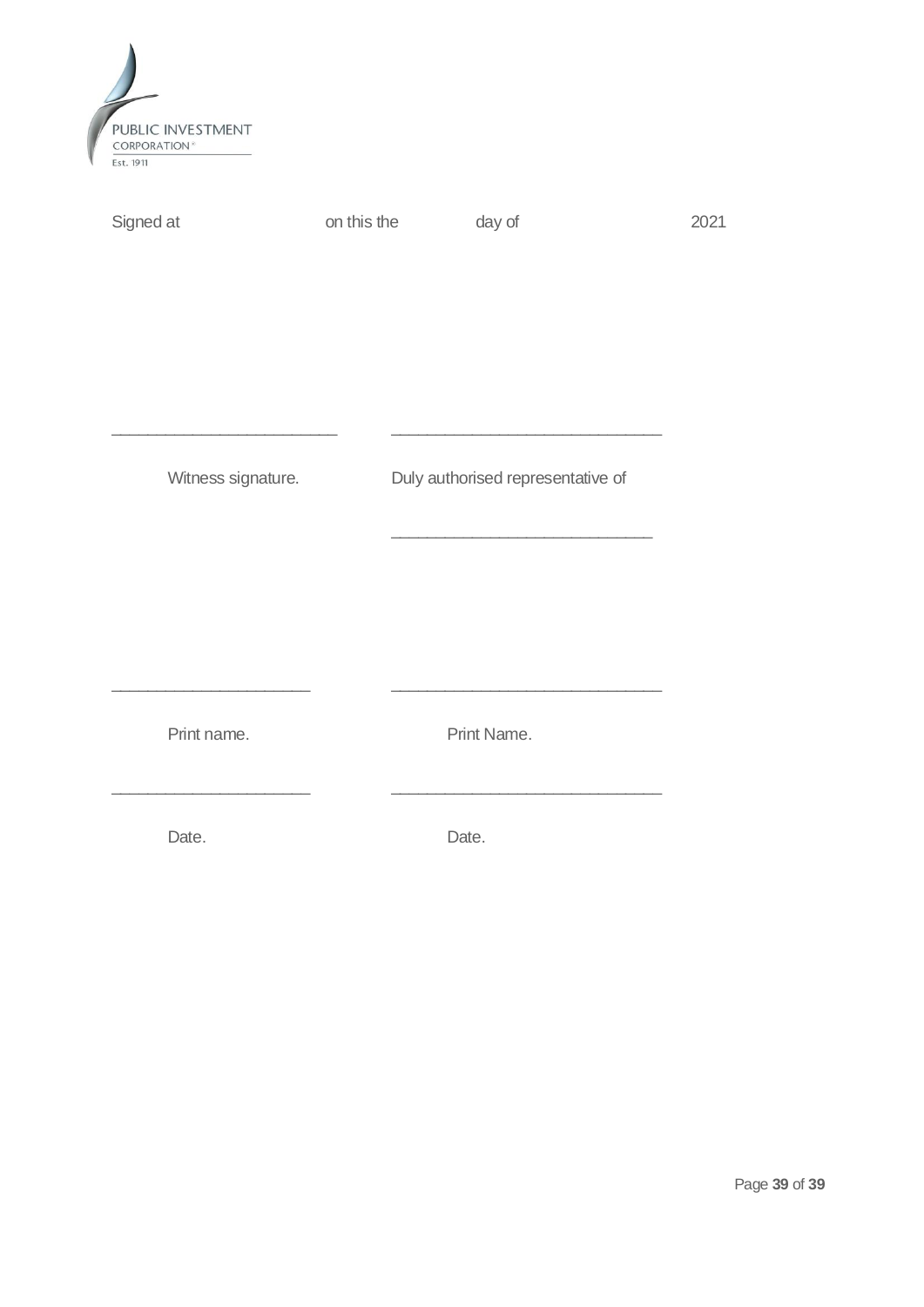Signed at on this the day of 2021

| | |
|---|---|
| ________________________ | _____________________________ |
| Witness signature. | Duly authorised representative of |
| | ____________________________ |
| _____________________ | _____________________________ |
| Print name. | Print Name. |
| _____________________ | _____________________________ |
| Date. | Date. |